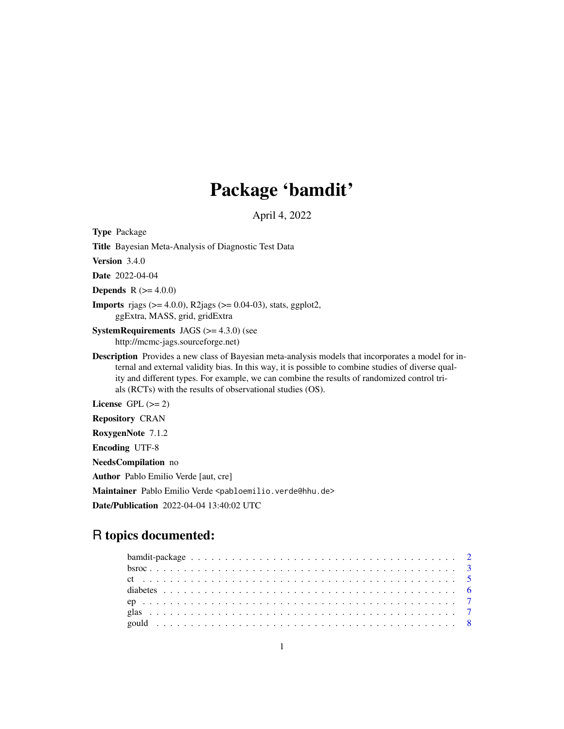# Package 'bamdit'

April 4, 2022

**Type** Package

**Title** Bayesian Meta-Analysis of Diagnostic Test Data

**Version** 3.4.0

**Date** 2022-04-04

**Depends** R (>= 4.0.0)

**Imports** rjags (>= 4.0.0), R2jags (>= 0.04-03), stats, ggplot2, ggExtra, MASS, grid, gridExtra

**SystemRequirements** JAGS (>= 4.3.0) (see http://mcmc-jags.sourceforge.net)

**Description** Provides a new class of Bayesian meta-analysis models that incorporates a model for internal and external validity bias. In this way, it is possible to combine studies of diverse quality and different types. For example, we can combine the results of randomized control trials (RCTs) with the results of observational studies (OS).

**License** GPL (>= 2)

**Repository** CRAN

**RoxygenNote** 7.1.2

**Encoding** UTF-8

**NeedsCompilation** no

**Author** Pablo Emilio Verde [aut, cre]

**Maintainer** Pablo Emilio Verde <pabloemilio.verde@hhu.de>

**Date/Publication** 2022-04-04 13:40:02 UTC

## R topics documented:

- bamdit-package . . . . . . . . . . . . . . . . . . . . . . . . . . . . . . . . . . . . 2
- bsroc . . . . . . . . . . . . . . . . . . . . . . . . . . . . . . . . . . . . . . . . . 3
- ct . . . . . . . . . . . . . . . . . . . . . . . . . . . . . . . . . . . . . . . . . . 5
- diabetes . . . . . . . . . . . . . . . . . . . . . . . . . . . . . . . . . . . . . . . 6
- ep . . . . . . . . . . . . . . . . . . . . . . . . . . . . . . . . . . . . . . . . . . 7
- glas . . . . . . . . . . . . . . . . . . . . . . . . . . . . . . . . . . . . . . . . . 7
- gould . . . . . . . . . . . . . . . . . . . . . . . . . . . . . . . . . . . . . . . . 8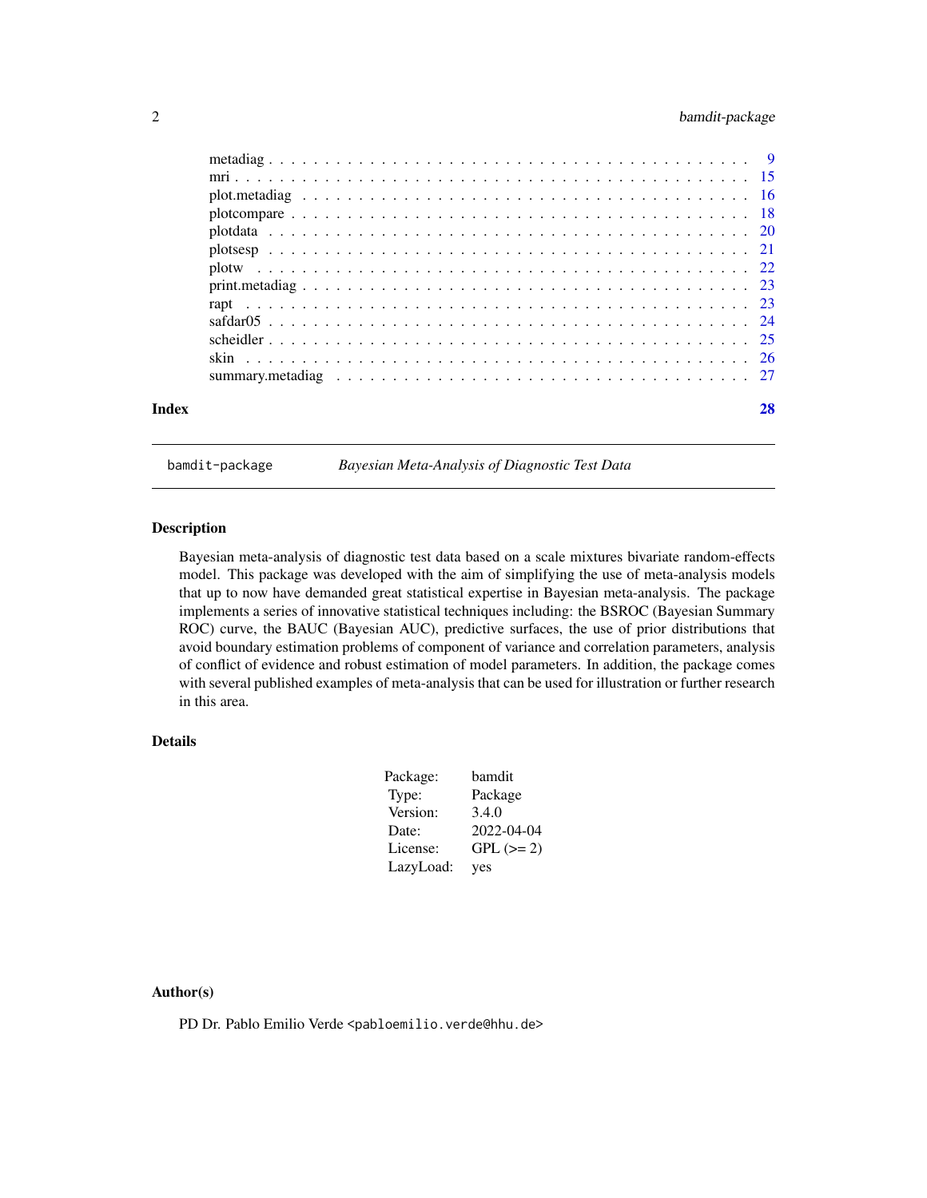| | |
|---|---|
| metadiag | 9 |
| mri | 15 |
| plot.metadiag | 16 |
| plotcompare | 18 |
| plotdata | 20 |
| plotsesp | 21 |
| plotw | 22 |
| print.metadiag | 23 |
| rapt | 23 |
| safdar05 | 24 |
| scheidler | 25 |
| skin | 26 |
| summary.metadiag | 27 |

**Index** **28**

---

`bamdit-package` *Bayesian Meta-Analysis of Diagnostic Test Data*

---

## Description

Bayesian meta-analysis of diagnostic test data based on a scale mixtures bivariate random-effects model. This package was developed with the aim of simplifying the use of meta-analysis models that up to now have demanded great statistical expertise in Bayesian meta-analysis. The package implements a series of innovative statistical techniques including: the BSROC (Bayesian Summary ROC) curve, the BAUC (Bayesian AUC), predictive surfaces, the use of prior distributions that avoid boundary estimation problems of component of variance and correlation parameters, analysis of conflict of evidence and robust estimation of model parameters. In addition, the package comes with several published examples of meta-analysis that can be used for illustration or further research in this area.

## Details

| | |
|---|---|
| Package: | bamdit |
| Type: | Package |
| Version: | 3.4.0 |
| Date: | 2022-04-04 |
| License: | GPL (>= 2) |
| LazyLoad: | yes |

## Author(s)

PD Dr. Pablo Emilio Verde <pabloemilio.verde@hhu.de>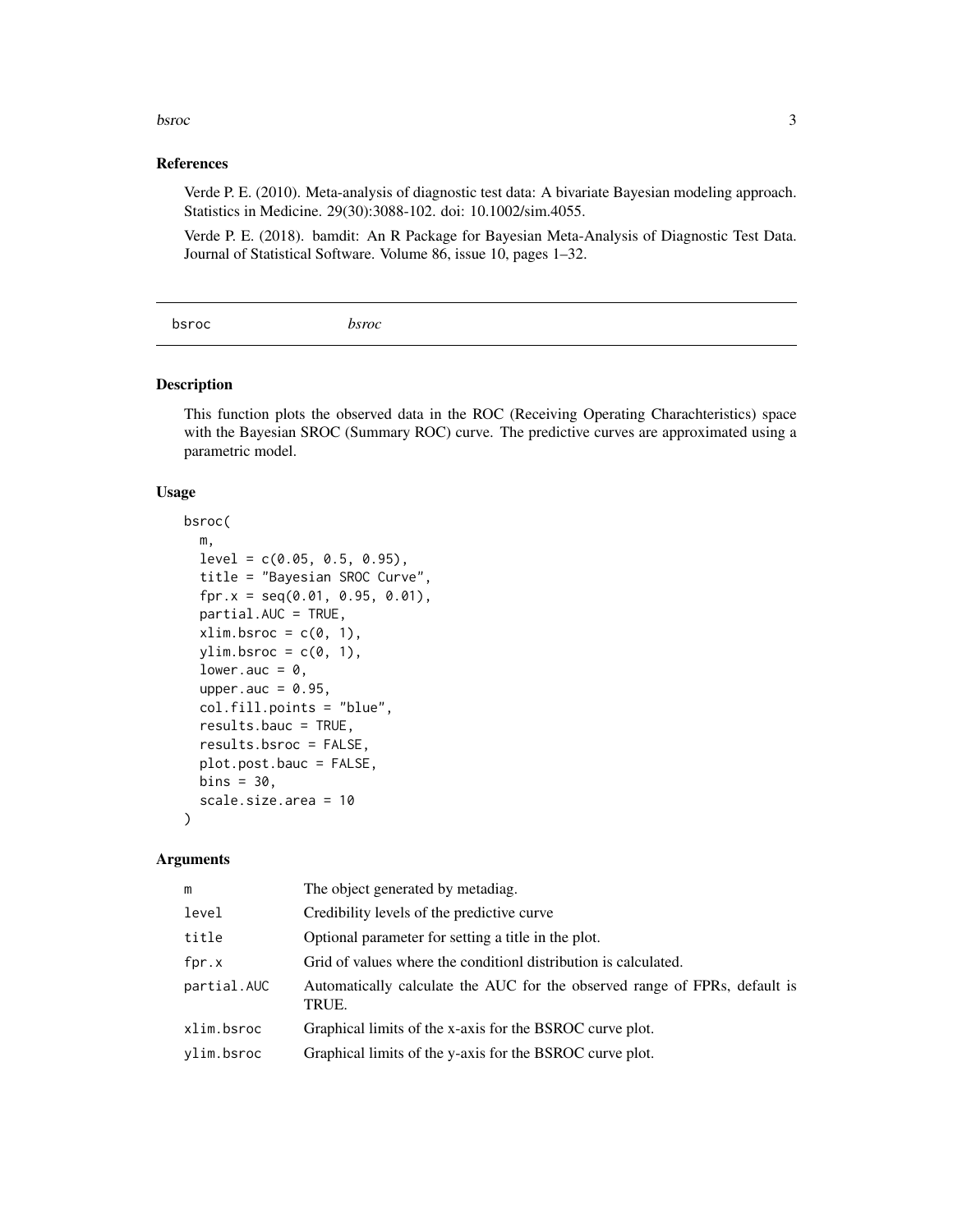## References

Verde P. E. (2010). Meta-analysis of diagnostic test data: A bivariate Bayesian modeling approach. Statistics in Medicine. 29(30):3088-102. doi: 10.1002/sim.4055.

Verde P. E. (2018). bamdit: An R Package for Bayesian Meta-Analysis of Diagnostic Test Data. Journal of Statistical Software. Volume 86, issue 10, pages 1–32.

---

# bsroc *bsroc*

---

## Description

This function plots the observed data in the ROC (Receiving Operating Charachteristics) space with the Bayesian SROC (Summary ROC) curve. The predictive curves are approximated using a parametric model.

## Usage

```
bsroc(
  m,
  level = c(0.05, 0.5, 0.95),
  title = "Bayesian SROC Curve",
  fpr.x = seq(0.01, 0.95, 0.01),
  partial.AUC = TRUE,
  xlim.bsroc = c(0, 1),
  ylim.bsroc = c(0, 1),
  lower.auc = 0,
  upper.auc = 0.95,
  col.fill.points = "blue",
  results.bauc = TRUE,
  results.bsroc = FALSE,
  plot.post.bauc = FALSE,
  bins = 30,
  scale.size.area = 10
)
```

## Arguments

| | |
|---|---|
| `m` | The object generated by metadiag. |
| `level` | Credibility levels of the predictive curve |
| `title` | Optional parameter for setting a title in the plot. |
| `fpr.x` | Grid of values where the conditionl distribution is calculated. |
| `partial.AUC` | Automatically calculate the AUC for the observed range of FPRs, default is TRUE. |
| `xlim.bsroc` | Graphical limits of the x-axis for the BSROC curve plot. |
| `ylim.bsroc` | Graphical limits of the y-axis for the BSROC curve plot. |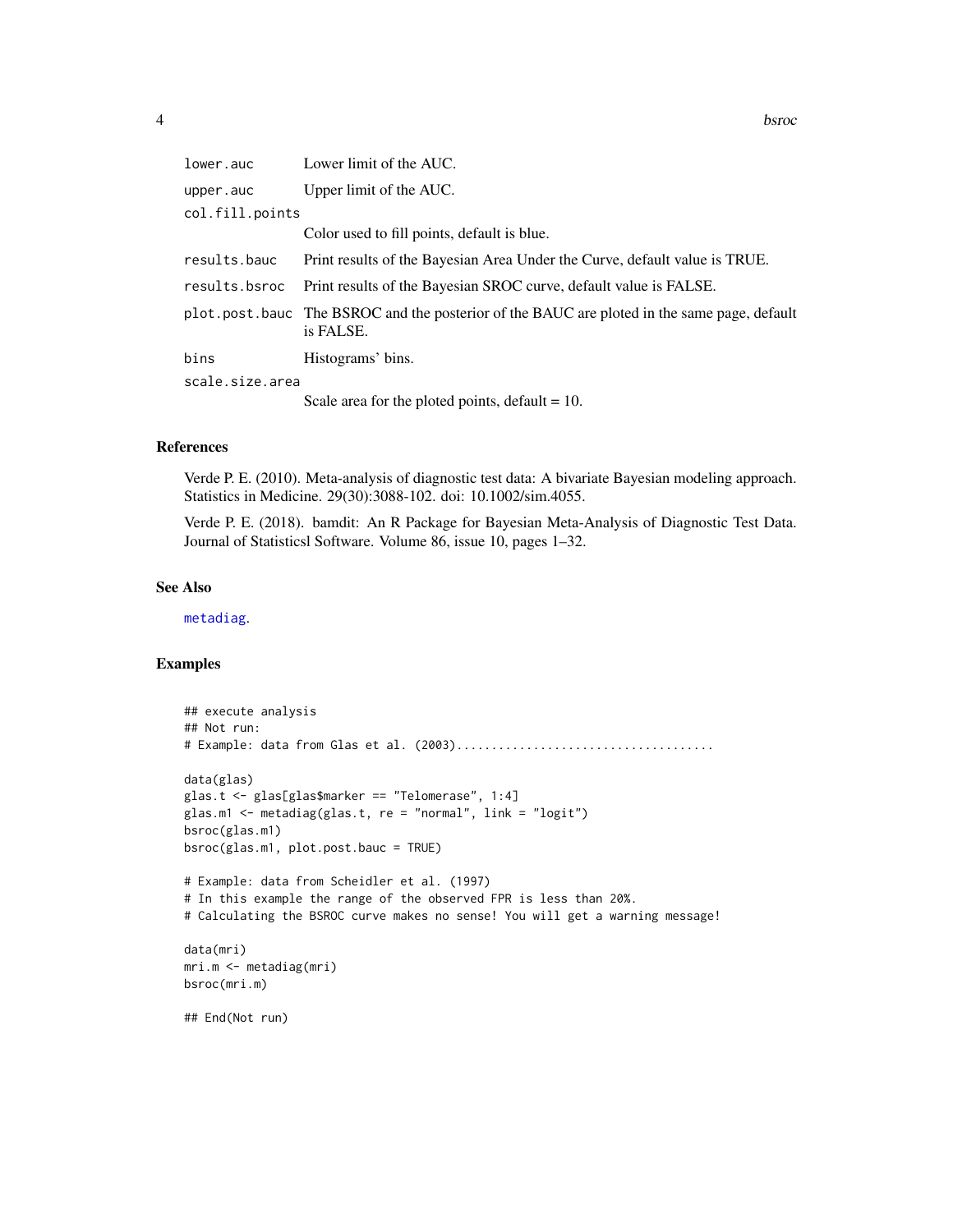| | |
|---|---|
| `lower.auc` | Lower limit of the AUC. |
| `upper.auc` | Upper limit of the AUC. |
| `col.fill.points` | Color used to fill points, default is blue. |
| `results.bauc` | Print results of the Bayesian Area Under the Curve, default value is TRUE. |
| `results.bsroc` | Print results of the Bayesian SROC curve, default value is FALSE. |
| `plot.post.bauc` | The BSROC and the posterior of the BAUC are ploted in the same page, default is FALSE. |
| `bins` | Histograms' bins. |
| `scale.size.area` | Scale area for the ploted points, default = 10. |

## References

Verde P. E. (2010). Meta-analysis of diagnostic test data: A bivariate Bayesian modeling approach. Statistics in Medicine. 29(30):3088-102. doi: 10.1002/sim.4055.

Verde P. E. (2018). bamdit: An R Package for Bayesian Meta-Analysis of Diagnostic Test Data. Journal of Statisticsl Software. Volume 86, issue 10, pages 1–32.

## See Also

metadiag.

## Examples

```
## execute analysis
## Not run:
# Example: data from Glas et al. (2003).....................................

data(glas)
glas.t <- glas[glas$marker == "Telomerase", 1:4]
glas.m1 <- metadiag(glas.t, re = "normal", link = "logit")
bsroc(glas.m1)
bsroc(glas.m1, plot.post.bauc = TRUE)

# Example: data from Scheidler et al. (1997)
# In this example the range of the observed FPR is less than 20%.
# Calculating the BSROC curve makes no sense! You will get a warning message!

data(mri)
mri.m <- metadiag(mri)
bsroc(mri.m)

## End(Not run)
```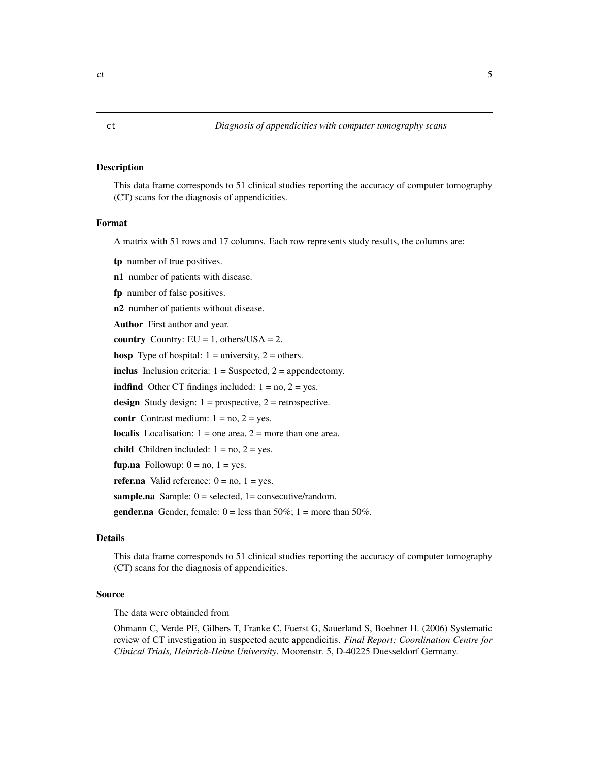ct *Diagnosis of appendicities with computer tomography scans*

### Description

This data frame corresponds to 51 clinical studies reporting the accuracy of computer tomography (CT) scans for the diagnosis of appendicities.

### Format

A matrix with 51 rows and 17 columns. Each row represents study results, the columns are:

**tp** number of true positives.

**n1** number of patients with disease.

**fp** number of false positives.

**n2** number of patients without disease.

**Author** First author and year.

**country** Country: EU = 1, others/USA = 2.

**hosp** Type of hospital: 1 = university, 2 = others.

**inclus** Inclusion criteria: 1 = Suspected, 2 = appendectomy.

**indfind** Other CT findings included: 1 = no, 2 = yes.

**design** Study design: 1 = prospective, 2 = retrospective.

**contr** Contrast medium: 1 = no, 2 = yes.

**localis** Localisation: 1 = one area, 2 = more than one area.

**child** Children included: 1 = no, 2 = yes.

**fup.na** Followup: 0 = no, 1 = yes.

**refer.na** Valid reference: 0 = no, 1 = yes.

**sample.na** Sample: 0 = selected, 1= consecutive/random.

**gender.na** Gender, female: 0 = less than 50%; 1 = more than 50%.

### Details

This data frame corresponds to 51 clinical studies reporting the accuracy of computer tomography (CT) scans for the diagnosis of appendicities.

### Source

The data were obtainded from

Ohmann C, Verde PE, Gilbers T, Franke C, Fuerst G, Sauerland S, Boehner H. (2006) Systematic review of CT investigation in suspected acute appendicitis. *Final Report; Coordination Centre for Clinical Trials, Heinrich-Heine University*. Moorenstr. 5, D-40225 Duesseldorf Germany.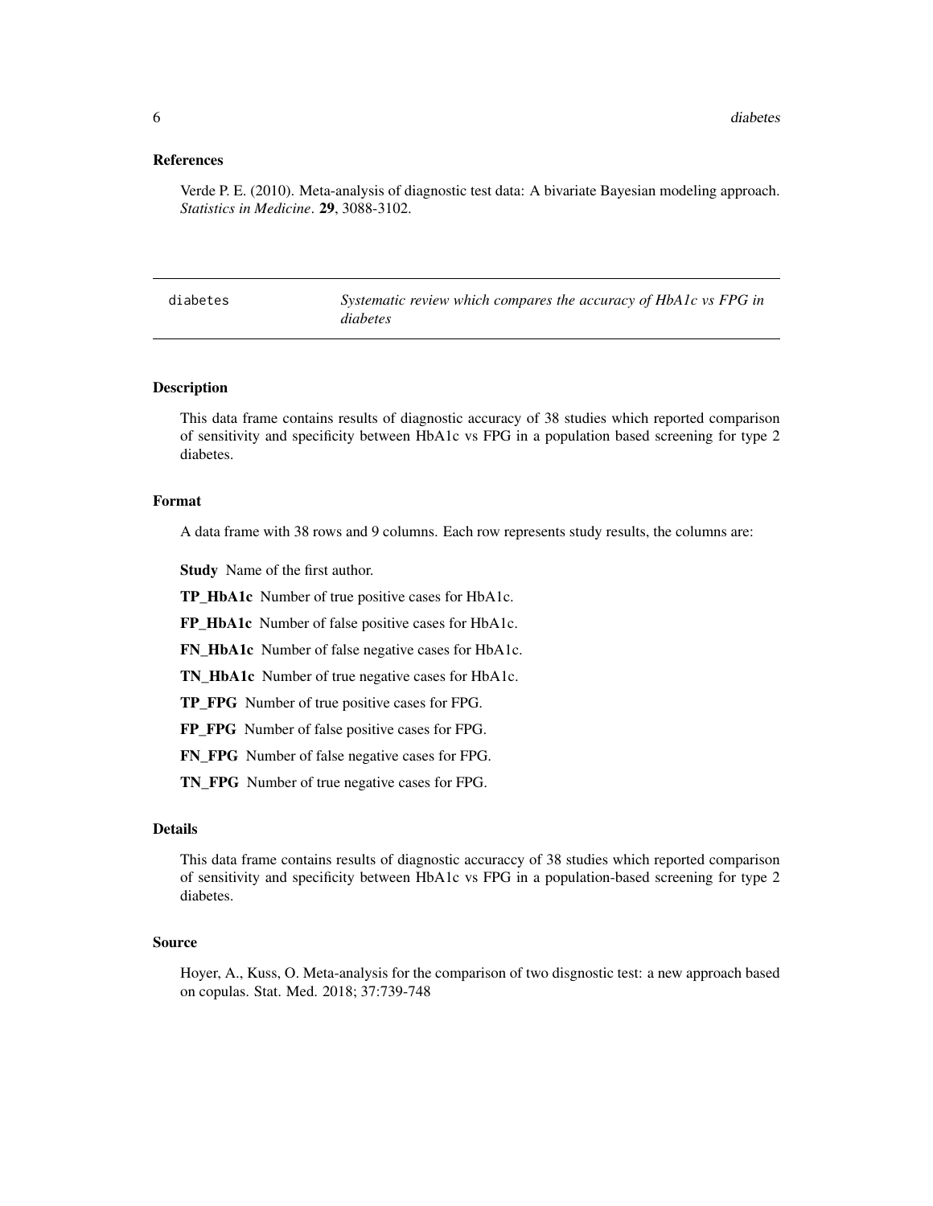### References

Verde P. E. (2010). Meta-analysis of diagnostic test data: A bivariate Bayesian modeling approach. *Statistics in Medicine*. **29**, 3088-3102.

---

`diabetes` *Systematic review which compares the accuracy of HbA1c vs FPG in diabetes*

---

### Description

This data frame contains results of diagnostic accuracy of 38 studies which reported comparison of sensitivity and specificity between HbA1c vs FPG in a population based screening for type 2 diabetes.

### Format

A data frame with 38 rows and 9 columns. Each row represents study results, the columns are:

**Study** Name of the first author.

**TP_HbA1c** Number of true positive cases for HbA1c.

**FP_HbA1c** Number of false positive cases for HbA1c.

**FN_HbA1c** Number of false negative cases for HbA1c.

**TN_HbA1c** Number of true negative cases for HbA1c.

**TP_FPG** Number of true positive cases for FPG.

**FP_FPG** Number of false positive cases for FPG.

**FN_FPG** Number of false negative cases for FPG.

**TN_FPG** Number of true negative cases for FPG.

### Details

This data frame contains results of diagnostic accuraccy of 38 studies which reported comparison of sensitivity and specificity between HbA1c vs FPG in a population-based screening for type 2 diabetes.

### Source

Hoyer, A., Kuss, O. Meta-analysis for the comparison of two disgnostic test: a new approach based on copulas. Stat. Med. 2018; 37:739-748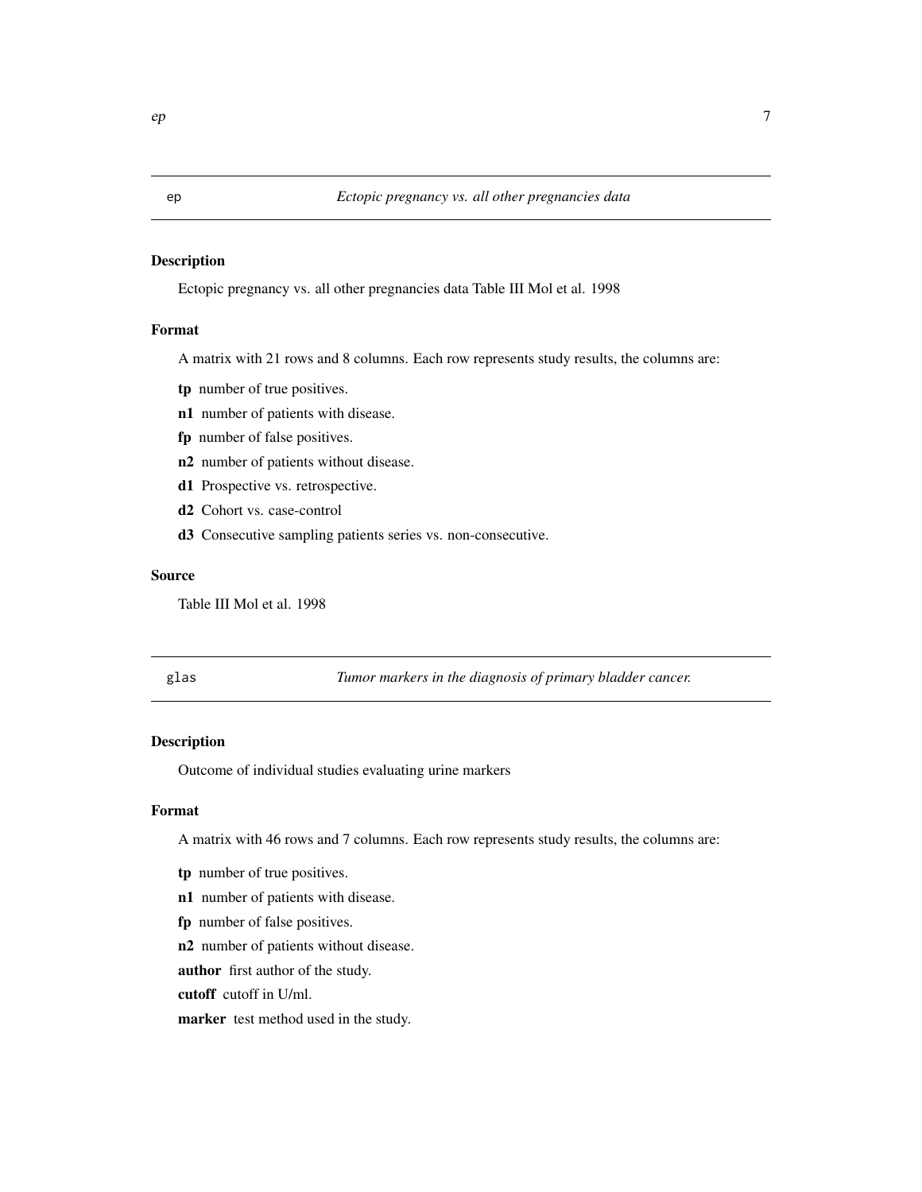## ep — *Ectopic pregnancy vs. all other pregnancies data*

### Description

Ectopic pregnancy vs. all other pregnancies data Table III Mol et al. 1998

### Format

A matrix with 21 rows and 8 columns. Each row represents study results, the columns are:

**tp** number of true positives.

**n1** number of patients with disease.

**fp** number of false positives.

**n2** number of patients without disease.

**d1** Prospective vs. retrospective.

**d2** Cohort vs. case-control

**d3** Consecutive sampling patients series vs. non-consecutive.

### Source

Table III Mol et al. 1998

## glas — *Tumor markers in the diagnosis of primary bladder cancer.*

### Description

Outcome of individual studies evaluating urine markers

### Format

A matrix with 46 rows and 7 columns. Each row represents study results, the columns are:

**tp** number of true positives.

**n1** number of patients with disease.

**fp** number of false positives.

**n2** number of patients without disease.

**author** first author of the study.

**cutoff** cutoff in U/ml.

**marker** test method used in the study.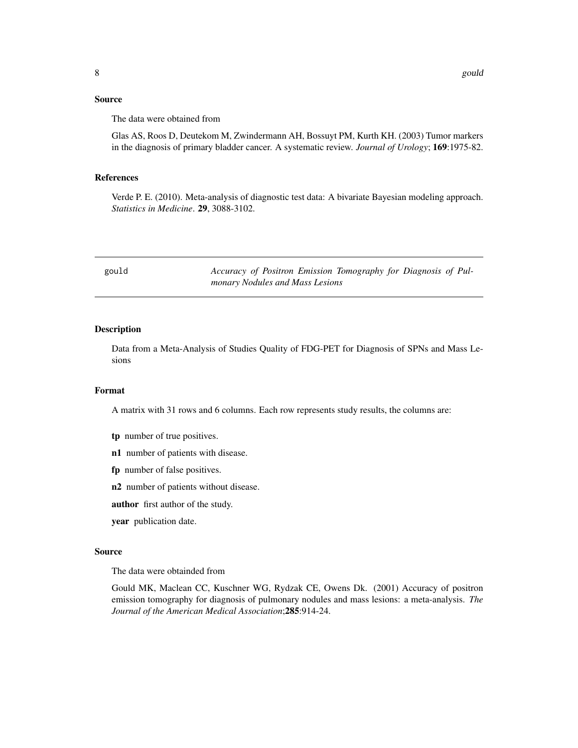## Source

The data were obtained from

Glas AS, Roos D, Deutekom M, Zwindermann AH, Bossuyt PM, Kurth KH. (2003) Tumor markers in the diagnosis of primary bladder cancer. A systematic review. *Journal of Urology*; **169**:1975-82.

## References

Verde P. E. (2010). Meta-analysis of diagnostic test data: A bivariate Bayesian modeling approach. *Statistics in Medicine*. **29**, 3088-3102.

---

# gould — *Accuracy of Positron Emission Tomography for Diagnosis of Pulmonary Nodules and Mass Lesions*

---

## Description

Data from a Meta-Analysis of Studies Quality of FDG-PET for Diagnosis of SPNs and Mass Lesions

## Format

A matrix with 31 rows and 6 columns. Each row represents study results, the columns are:

**tp** number of true positives.

**n1** number of patients with disease.

**fp** number of false positives.

**n2** number of patients without disease.

**author** first author of the study.

**year** publication date.

## Source

The data were obtainded from

Gould MK, Maclean CC, Kuschner WG, Rydzak CE, Owens Dk. (2001) Accuracy of positron emission tomography for diagnosis of pulmonary nodules and mass lesions: a meta-analysis. *The Journal of the American Medical Association*;**285**:914-24.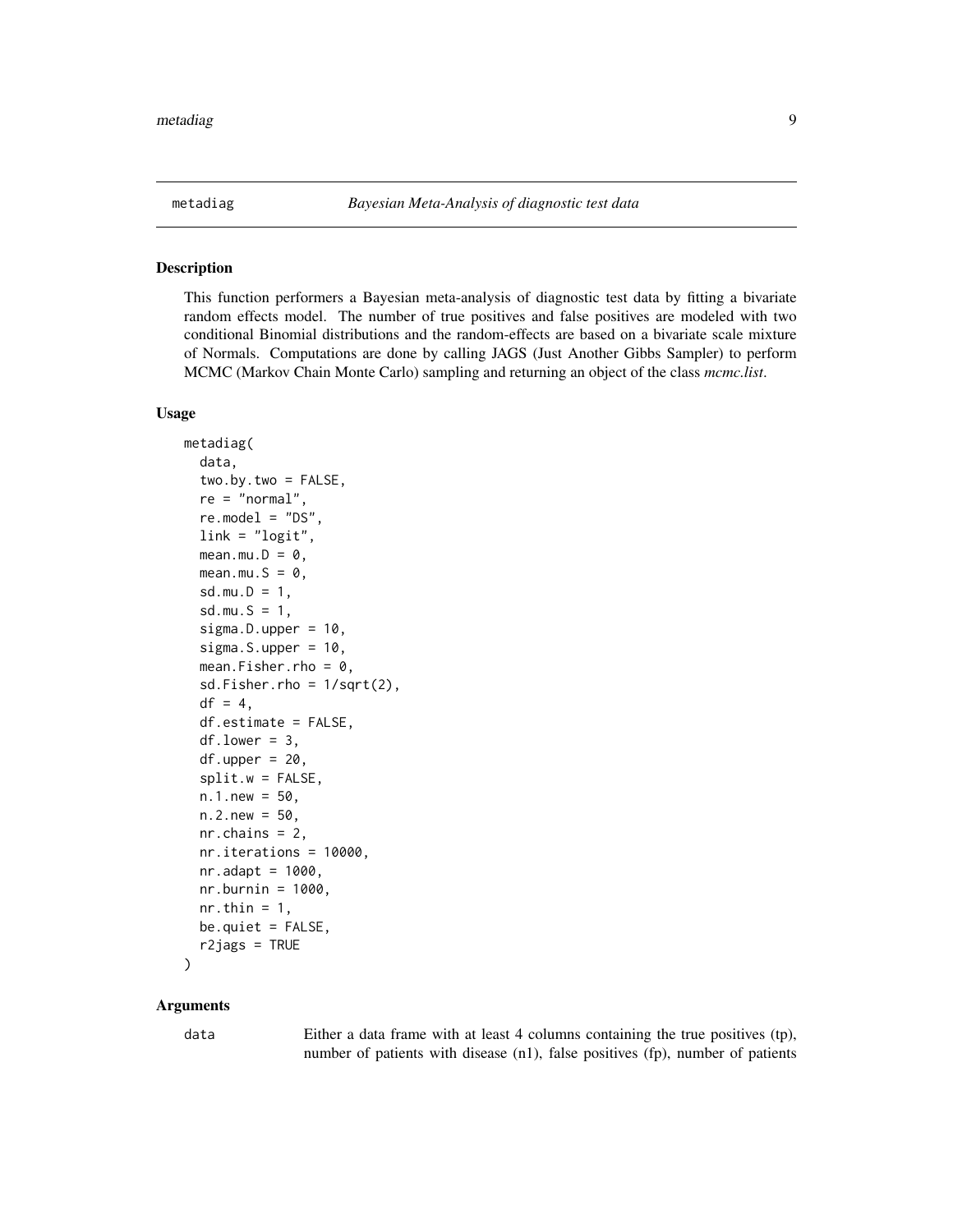## metadiag — *Bayesian Meta-Analysis of diagnostic test data*

### Description

This function performers a Bayesian meta-analysis of diagnostic test data by fitting a bivariate random effects model. The number of true positives and false positives are modeled with two conditional Binomial distributions and the random-effects are based on a bivariate scale mixture of Normals. Computations are done by calling JAGS (Just Another Gibbs Sampler) to perform MCMC (Markov Chain Monte Carlo) sampling and returning an object of the class *mcmc.list*.

### Usage

```
metadiag(
  data,
  two.by.two = FALSE,
  re = "normal",
  re.model = "DS",
  link = "logit",
  mean.mu.D = 0,
  mean.mu.S = 0,
  sd.mu.D = 1,
  sd.mu.S = 1,
  sigma.D.upper = 10,
  sigma.S.upper = 10,
  mean.Fisher.rho = 0,
  sd.Fisher.rho = 1/sqrt(2),
  df = 4,
  df.estimate = FALSE,
  df.lower = 3,
  df.upper = 20,
  split.w = FALSE,
  n.1.new = 50,
  n.2.new = 50,
  nr.chains = 2,
  nr.iterations = 10000,
  nr.adapt = 1000,
  nr.burnin = 1000,
  nr.thin = 1,
  be.quiet = FALSE,
  r2jags = TRUE
)
```

### Arguments

`data` Either a data frame with at least 4 columns containing the true positives (tp), number of patients with disease (n1), false positives (fp), number of patients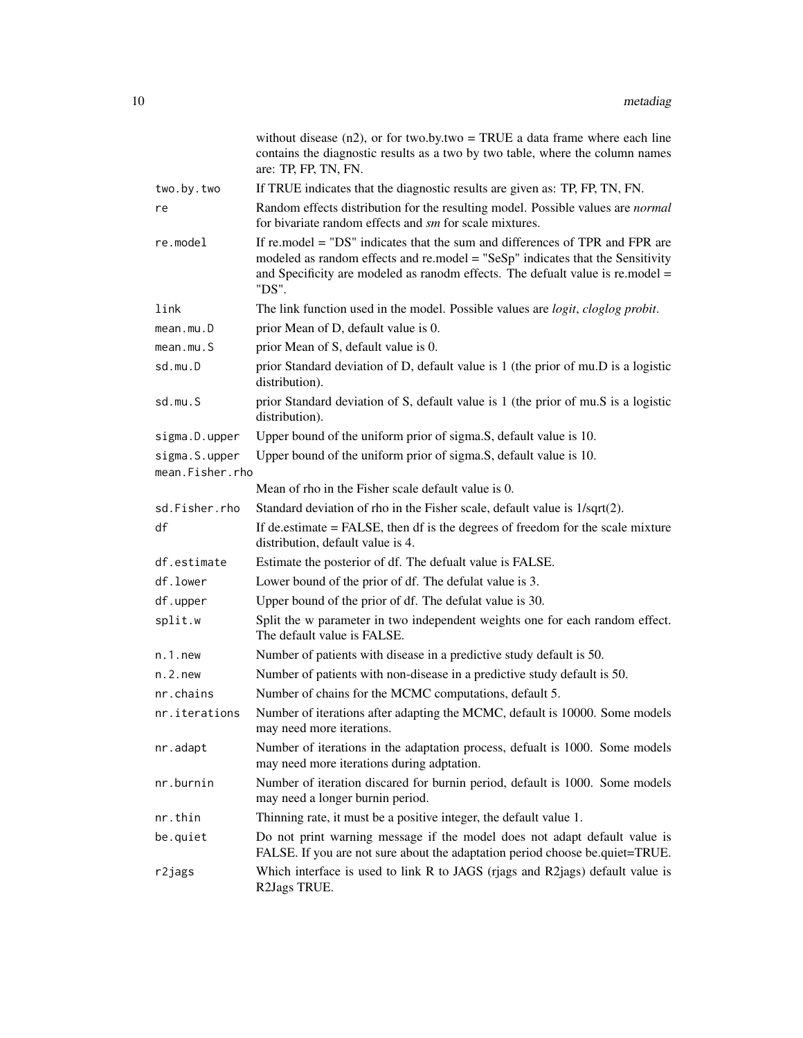| | |
|---|---|
| | without disease (n2), or for two.by.two = TRUE a data frame where each line contains the diagnostic results as a two by two table, where the column names are: TP, FP, TN, FN. |
| `two.by.two` | If TRUE indicates that the diagnostic results are given as: TP, FP, TN, FN. |
| `re` | Random effects distribution for the resulting model. Possible values are *normal* for bivariate random effects and *sm* for scale mixtures. |
| `re.model` | If re.model = "DS" indicates that the sum and differences of TPR and FPR are modeled as random effects and re.model = "SeSp" indicates that the Sensitivity and Specificity are modeled as ranodm effects. The defualt value is re.model = "DS". |
| `link` | The link function used in the model. Possible values are *logit*, *cloglog probit*. |
| `mean.mu.D` | prior Mean of D, default value is 0. |
| `mean.mu.S` | prior Mean of S, default value is 0. |
| `sd.mu.D` | prior Standard deviation of D, default value is 1 (the prior of mu.D is a logistic distribution). |
| `sd.mu.S` | prior Standard deviation of S, default value is 1 (the prior of mu.S is a logistic distribution). |
| `sigma.D.upper` | Upper bound of the uniform prior of sigma.S, default value is 10. |
| `sigma.S.upper` | Upper bound of the uniform prior of sigma.S, default value is 10. |
| `mean.Fisher.rho` | Mean of rho in the Fisher scale default value is 0. |
| `sd.Fisher.rho` | Standard deviation of rho in the Fisher scale, default value is 1/sqrt(2). |
| `df` | If de.estimate = FALSE, then df is the degrees of freedom for the scale mixture distribution, default value is 4. |
| `df.estimate` | Estimate the posterior of df. The defualt value is FALSE. |
| `df.lower` | Lower bound of the prior of df. The defulat value is 3. |
| `df.upper` | Upper bound of the prior of df. The defulat value is 30. |
| `split.w` | Split the w parameter in two independent weights one for each random effect. The default value is FALSE. |
| `n.1.new` | Number of patients with disease in a predictive study default is 50. |
| `n.2.new` | Number of patients with non-disease in a predictive study default is 50. |
| `nr.chains` | Number of chains for the MCMC computations, default 5. |
| `nr.iterations` | Number of iterations after adapting the MCMC, default is 10000. Some models may need more iterations. |
| `nr.adapt` | Number of iterations in the adaptation process, defualt is 1000. Some models may need more iterations during adptation. |
| `nr.burnin` | Number of iteration discared for burnin period, default is 1000. Some models may need a longer burnin period. |
| `nr.thin` | Thinning rate, it must be a positive integer, the default value 1. |
| `be.quiet` | Do not print warning message if the model does not adapt default value is FALSE. If you are not sure about the adaptation period choose be.quiet=TRUE. |
| `r2jags` | Which interface is used to link R to JAGS (rjags and R2jags) default value is R2Jags TRUE. |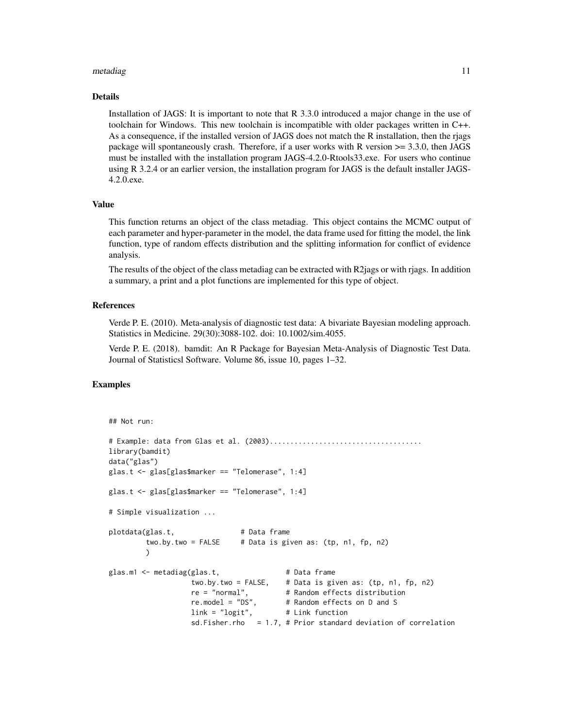## Details

Installation of JAGS: It is important to note that R 3.3.0 introduced a major change in the use of toolchain for Windows. This new toolchain is incompatible with older packages written in C++. As a consequence, if the installed version of JAGS does not match the R installation, then the rjags package will spontaneously crash. Therefore, if a user works with R version >= 3.3.0, then JAGS must be installed with the installation program JAGS-4.2.0-Rtools33.exe. For users who continue using R 3.2.4 or an earlier version, the installation program for JAGS is the default installer JAGS-4.2.0.exe.

## Value

This function returns an object of the class metadiag. This object contains the MCMC output of each parameter and hyper-parameter in the model, the data frame used for fitting the model, the link function, type of random effects distribution and the splitting information for conflict of evidence analysis.

The results of the object of the class metadiag can be extracted with R2jags or with rjags. In addition a summary, a print and a plot functions are implemented for this type of object.

## References

Verde P. E. (2010). Meta-analysis of diagnostic test data: A bivariate Bayesian modeling approach. Statistics in Medicine. 29(30):3088-102. doi: 10.1002/sim.4055.

Verde P. E. (2018). bamdit: An R Package for Bayesian Meta-Analysis of Diagnostic Test Data. Journal of Statisticsl Software. Volume 86, issue 10, pages 1–32.

## Examples

```
## Not run:

# Example: data from Glas et al. (2003).....................................
library(bamdit)
data("glas")
glas.t <- glas[glas$marker == "Telomerase", 1:4]

glas.t <- glas[glas$marker == "Telomerase", 1:4]

# Simple visualization ...

plotdata(glas.t,                # Data frame
         two.by.two = FALSE     # Data is given as: (tp, n1, fp, n2)
         )

glas.m1 <- metadiag(glas.t,                # Data frame
                    two.by.two = FALSE,    # Data is given as: (tp, n1, fp, n2)
                    re = "normal",         # Random effects distribution
                    re.model = "DS",       # Random effects on D and S
                    link = "logit",        # Link function
                    sd.Fisher.rho   = 1.7, # Prior standard deviation of correlation
```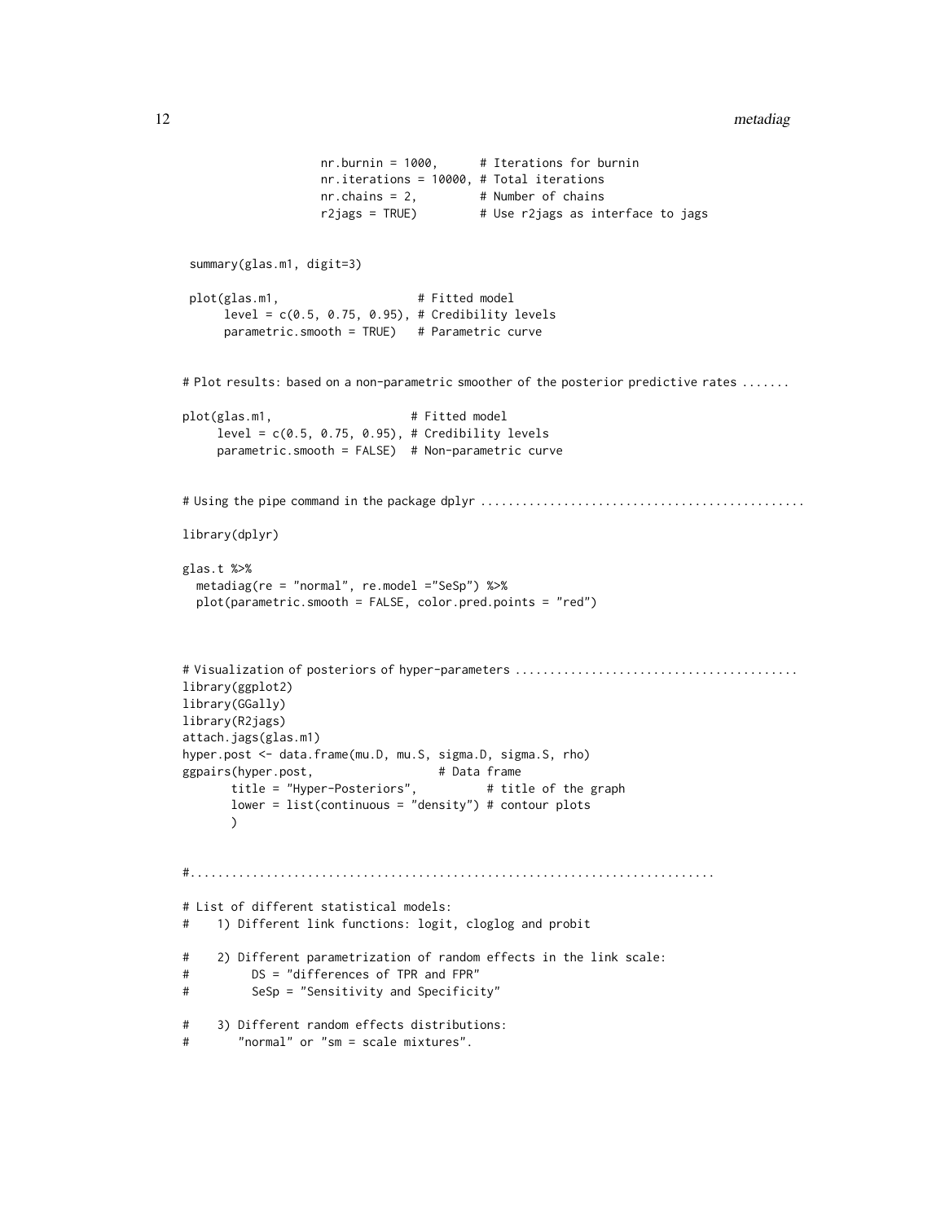```
                   nr.burnin = 1000,      # Iterations for burnin
                   nr.iterations = 10000, # Total iterations
                   nr.chains = 2,         # Number of chains
                   r2jags = TRUE)         # Use r2jags as interface to jags


 summary(glas.m1, digit=3)

 plot(glas.m1,                    # Fitted model
      level = c(0.5, 0.75, 0.95), # Credibility levels
     parametric.smooth = TRUE)   # Parametric curve


# Plot results: based on a non-parametric smoother of the posterior predictive rates .......

plot(glas.m1,                    # Fitted model
     level = c(0.5, 0.75, 0.95), # Credibility levels
     parametric.smooth = FALSE)  # Non-parametric curve


# Using the pipe command in the package dplyr ..............................................

library(dplyr)

glas.t %>%
  metadiag(re = "normal", re.model ="SeSp") %>%
  plot(parametric.smooth = FALSE, color.pred.points = "red")



# Visualization of posteriors of hyper-parameters .........................................
library(ggplot2)
library(GGally)
library(R2jags)
attach.jags(glas.m1)
hyper.post <- data.frame(mu.D, mu.S, sigma.D, sigma.S, rho)
ggpairs(hyper.post,                 # Data frame
       title = "Hyper-Posteriors",          # title of the graph
       lower = list(continuous = "density") # contour plots
       )


#..........................................................................

# List of different statistical models:
#    1) Different link functions: logit, cloglog and probit

#    2) Different parametrization of random effects in the link scale:
#         DS = "differences of TPR and FPR"
#         SeSp = "Sensitivity and Specificity"

#    3) Different random effects distributions:
#       "normal" or "sm = scale mixtures".
```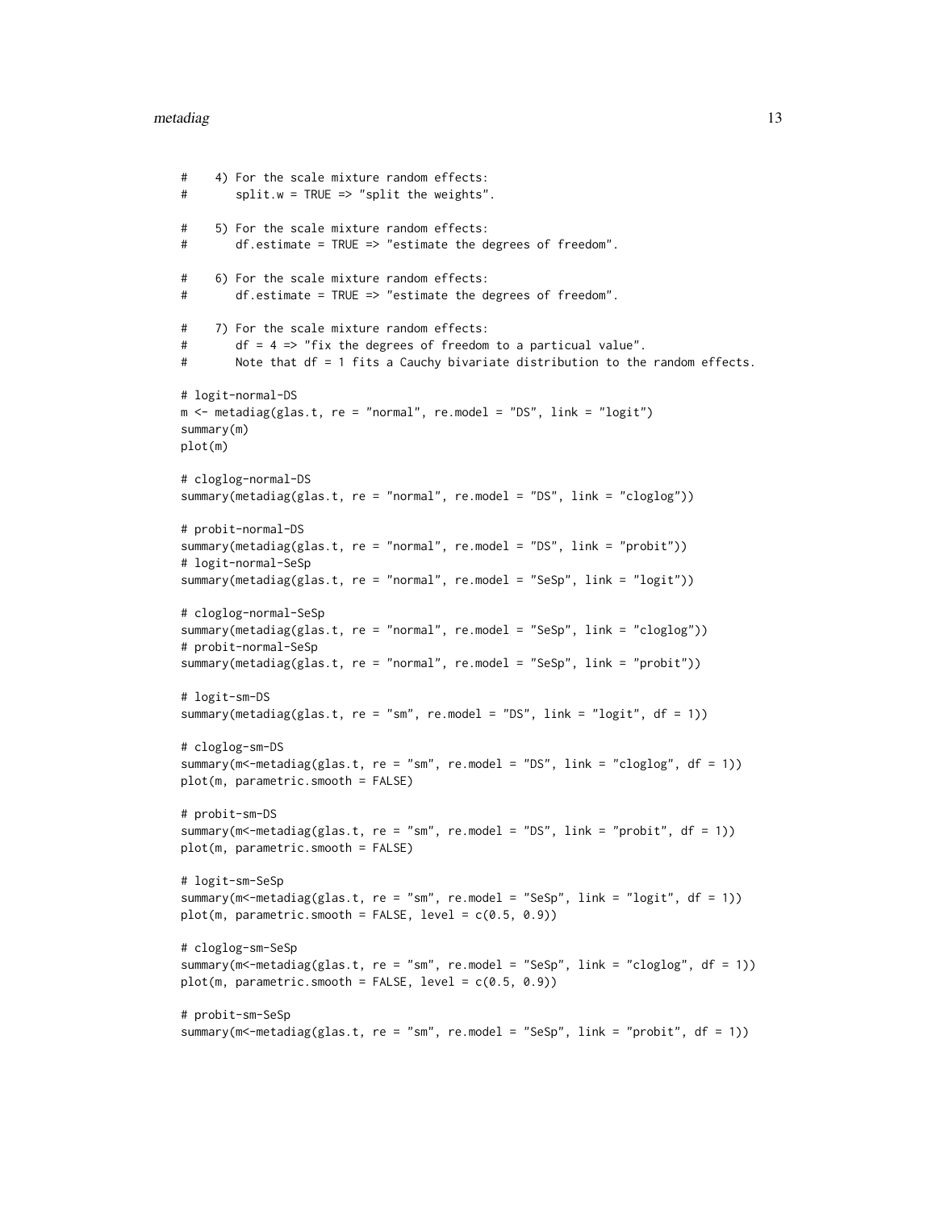```
#    4) For the scale mixture random effects:
#       split.w = TRUE => "split the weights".

#    5) For the scale mixture random effects:
#       df.estimate = TRUE => "estimate the degrees of freedom".

#    6) For the scale mixture random effects:
#       df.estimate = TRUE => "estimate the degrees of freedom".

#    7) For the scale mixture random effects:
#       df = 4 => "fix the degrees of freedom to a particual value".
#       Note that df = 1 fits a Cauchy bivariate distribution to the random effects.

# logit-normal-DS
m <- metadiag(glas.t, re = "normal", re.model = "DS", link = "logit")
summary(m)
plot(m)

# cloglog-normal-DS
summary(metadiag(glas.t, re = "normal", re.model = "DS", link = "cloglog"))

# probit-normal-DS
summary(metadiag(glas.t, re = "normal", re.model = "DS", link = "probit"))
# logit-normal-SeSp
summary(metadiag(glas.t, re = "normal", re.model = "SeSp", link = "logit"))

# cloglog-normal-SeSp
summary(metadiag(glas.t, re = "normal", re.model = "SeSp", link = "cloglog"))
# probit-normal-SeSp
summary(metadiag(glas.t, re = "normal", re.model = "SeSp", link = "probit"))

# logit-sm-DS
summary(metadiag(glas.t, re = "sm", re.model = "DS", link = "logit", df = 1))

# cloglog-sm-DS
summary(m<-metadiag(glas.t, re = "sm", re.model = "DS", link = "cloglog", df = 1))
plot(m, parametric.smooth = FALSE)

# probit-sm-DS
summary(m<-metadiag(glas.t, re = "sm", re.model = "DS", link = "probit", df = 1))
plot(m, parametric.smooth = FALSE)

# logit-sm-SeSp
summary(m<-metadiag(glas.t, re = "sm", re.model = "SeSp", link = "logit", df = 1))
plot(m, parametric.smooth = FALSE, level = c(0.5, 0.9))

# cloglog-sm-SeSp
summary(m<-metadiag(glas.t, re = "sm", re.model = "SeSp", link = "cloglog", df = 1))
plot(m, parametric.smooth = FALSE, level = c(0.5, 0.9))

# probit-sm-SeSp
summary(m<-metadiag(glas.t, re = "sm", re.model = "SeSp", link = "probit", df = 1))
```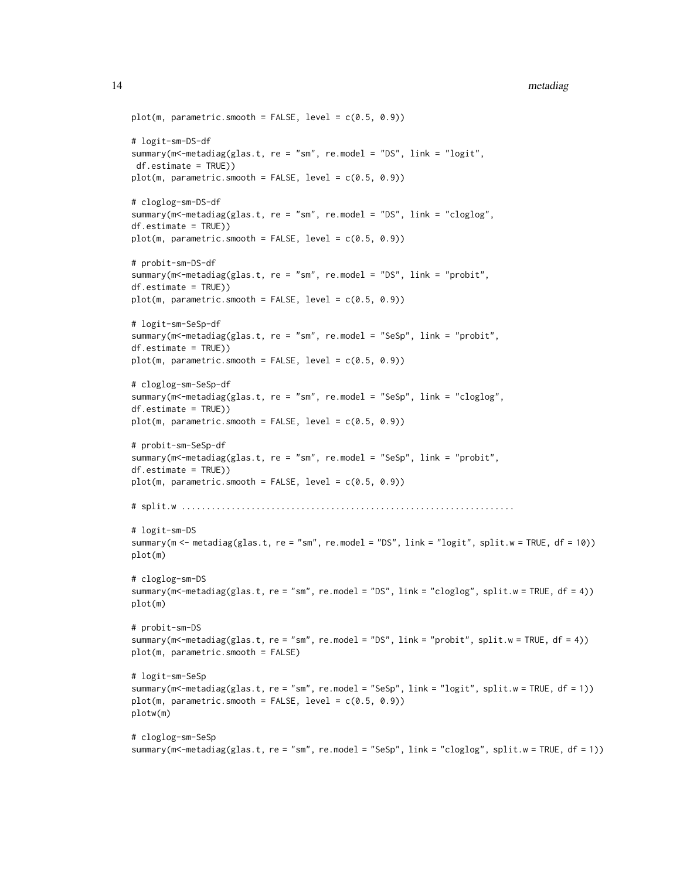```
plot(m, parametric.smooth = FALSE, level = c(0.5, 0.9))

# logit-sm-DS-df
summary(m<-metadiag(glas.t, re = "sm", re.model = "DS", link = "logit",
 df.estimate = TRUE))
plot(m, parametric.smooth = FALSE, level = c(0.5, 0.9))

# cloglog-sm-DS-df
summary(m<-metadiag(glas.t, re = "sm", re.model = "DS", link = "cloglog",
df.estimate = TRUE))
plot(m, parametric.smooth = FALSE, level = c(0.5, 0.9))

# probit-sm-DS-df
summary(m<-metadiag(glas.t, re = "sm", re.model = "DS", link = "probit",
df.estimate = TRUE))
plot(m, parametric.smooth = FALSE, level = c(0.5, 0.9))

# logit-sm-SeSp-df
summary(m<-metadiag(glas.t, re = "sm", re.model = "SeSp", link = "probit",
df.estimate = TRUE))
plot(m, parametric.smooth = FALSE, level = c(0.5, 0.9))

# cloglog-sm-SeSp-df
summary(m<-metadiag(glas.t, re = "sm", re.model = "SeSp", link = "cloglog",
df.estimate = TRUE))
plot(m, parametric.smooth = FALSE, level = c(0.5, 0.9))

# probit-sm-SeSp-df
summary(m<-metadiag(glas.t, re = "sm", re.model = "SeSp", link = "probit",
df.estimate = TRUE))
plot(m, parametric.smooth = FALSE, level = c(0.5, 0.9))

# split.w .................................................................

# logit-sm-DS
summary(m <- metadiag(glas.t, re = "sm", re.model = "DS", link = "logit", split.w = TRUE, df = 10))
plot(m)

# cloglog-sm-DS
summary(m<-metadiag(glas.t, re = "sm", re.model = "DS", link = "cloglog", split.w = TRUE, df = 4))
plot(m)

# probit-sm-DS
summary(m<-metadiag(glas.t, re = "sm", re.model = "DS", link = "probit", split.w = TRUE, df = 4))
plot(m, parametric.smooth = FALSE)

# logit-sm-SeSp
summary(m<-metadiag(glas.t, re = "sm", re.model = "SeSp", link = "logit", split.w = TRUE, df = 1))
plot(m, parametric.smooth = FALSE, level = c(0.5, 0.9))
plotw(m)

# cloglog-sm-SeSp
summary(m<-metadiag(glas.t, re = "sm", re.model = "SeSp", link = "cloglog", split.w = TRUE, df = 1))
```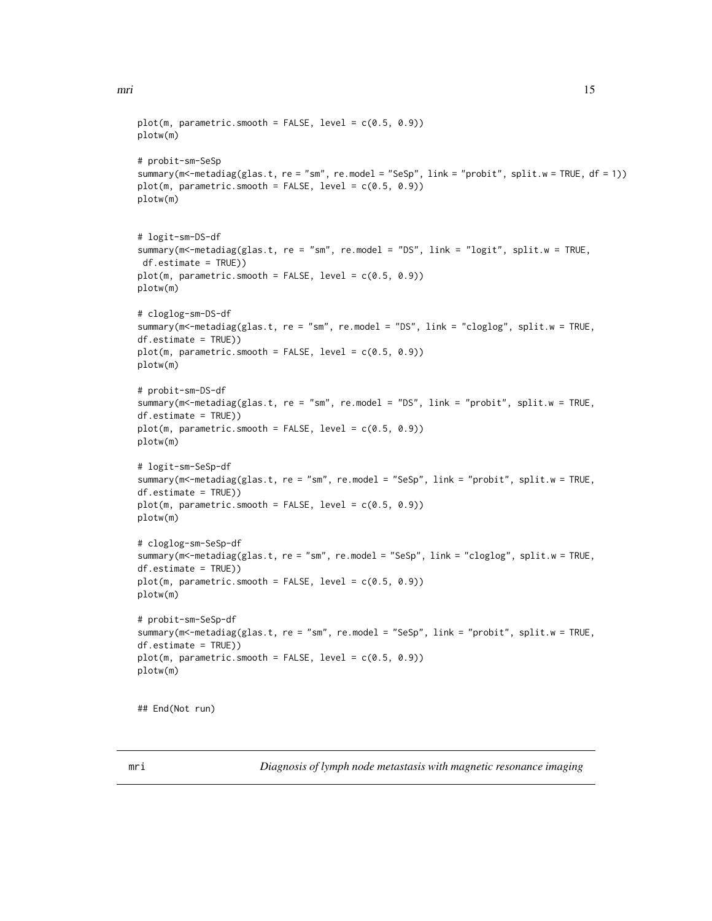```
plot(m, parametric.smooth = FALSE, level = c(0.5, 0.9))
plotw(m)

# probit-sm-SeSp
summary(m<-metadiag(glas.t, re = "sm", re.model = "SeSp", link = "probit", split.w = TRUE, df = 1))
plot(m, parametric.smooth = FALSE, level = c(0.5, 0.9))
plotw(m)


# logit-sm-DS-df
summary(m<-metadiag(glas.t, re = "sm", re.model = "DS", link = "logit", split.w = TRUE,
 df.estimate = TRUE))
plot(m, parametric.smooth = FALSE, level = c(0.5, 0.9))
plotw(m)

# cloglog-sm-DS-df
summary(m<-metadiag(glas.t, re = "sm", re.model = "DS", link = "cloglog", split.w = TRUE,
df.estimate = TRUE))
plot(m, parametric.smooth = FALSE, level = c(0.5, 0.9))
plotw(m)

# probit-sm-DS-df
summary(m<-metadiag(glas.t, re = "sm", re.model = "DS", link = "probit", split.w = TRUE,
df.estimate = TRUE))
plot(m, parametric.smooth = FALSE, level = c(0.5, 0.9))
plotw(m)

# logit-sm-SeSp-df
summary(m<-metadiag(glas.t, re = "sm", re.model = "SeSp", link = "probit", split.w = TRUE,
df.estimate = TRUE))
plot(m, parametric.smooth = FALSE, level = c(0.5, 0.9))
plotw(m)

# cloglog-sm-SeSp-df
summary(m<-metadiag(glas.t, re = "sm", re.model = "SeSp", link = "cloglog", split.w = TRUE,
df.estimate = TRUE))
plot(m, parametric.smooth = FALSE, level = c(0.5, 0.9))
plotw(m)

# probit-sm-SeSp-df
summary(m<-metadiag(glas.t, re = "sm", re.model = "SeSp", link = "probit", split.w = TRUE,
df.estimate = TRUE))
plot(m, parametric.smooth = FALSE, level = c(0.5, 0.9))
plotw(m)


## End(Not run)
```

## mri    *Diagnosis of lymph node metastasis with magnetic resonance imaging*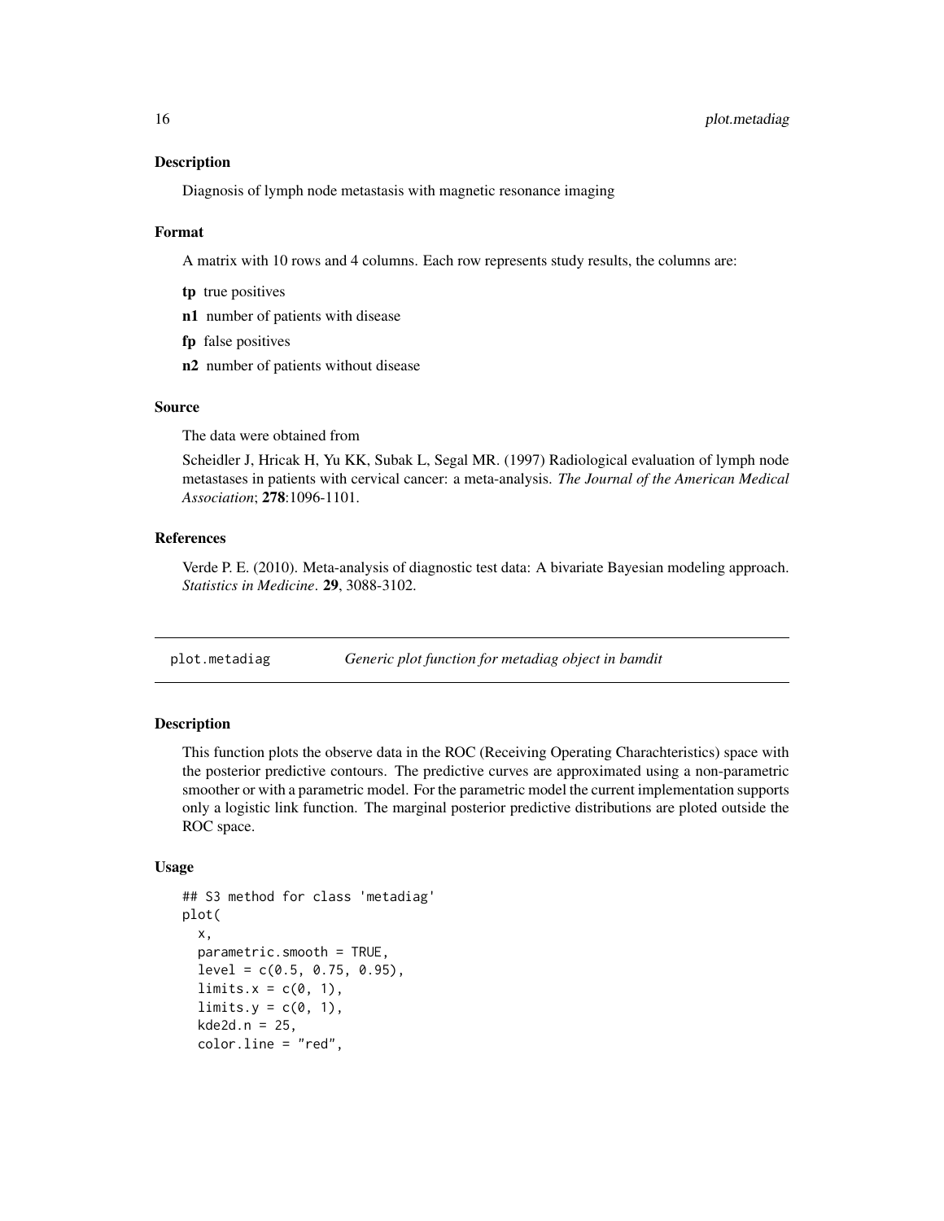### Description

Diagnosis of lymph node metastasis with magnetic resonance imaging

### Format

A matrix with 10 rows and 4 columns. Each row represents study results, the columns are:

**tp** true positives

**n1** number of patients with disease

**fp** false positives

**n2** number of patients without disease

### Source

The data were obtained from

Scheidler J, Hricak H, Yu KK, Subak L, Segal MR. (1997) Radiological evaluation of lymph node metastases in patients with cervical cancer: a meta-analysis. *The Journal of the American Medical Association*; **278**:1096-1101.

### References

Verde P. E. (2010). Meta-analysis of diagnostic test data: A bivariate Bayesian modeling approach. *Statistics in Medicine*. **29**, 3088-3102.

---

## plot.metadiag — *Generic plot function for metadiag object in bamdit*

### Description

This function plots the observe data in the ROC (Receiving Operating Charachteristics) space with the posterior predictive contours. The predictive curves are approximated using a non-parametric smoother or with a parametric model. For the parametric model the current implementation supports only a logistic link function. The marginal posterior predictive distributions are ploted outside the ROC space.

### Usage

```
## S3 method for class 'metadiag'
plot(
  x,
  parametric.smooth = TRUE,
  level = c(0.5, 0.75, 0.95),
  limits.x = c(0, 1),
  limits.y = c(0, 1),
  kde2d.n = 25,
  color.line = "red",
```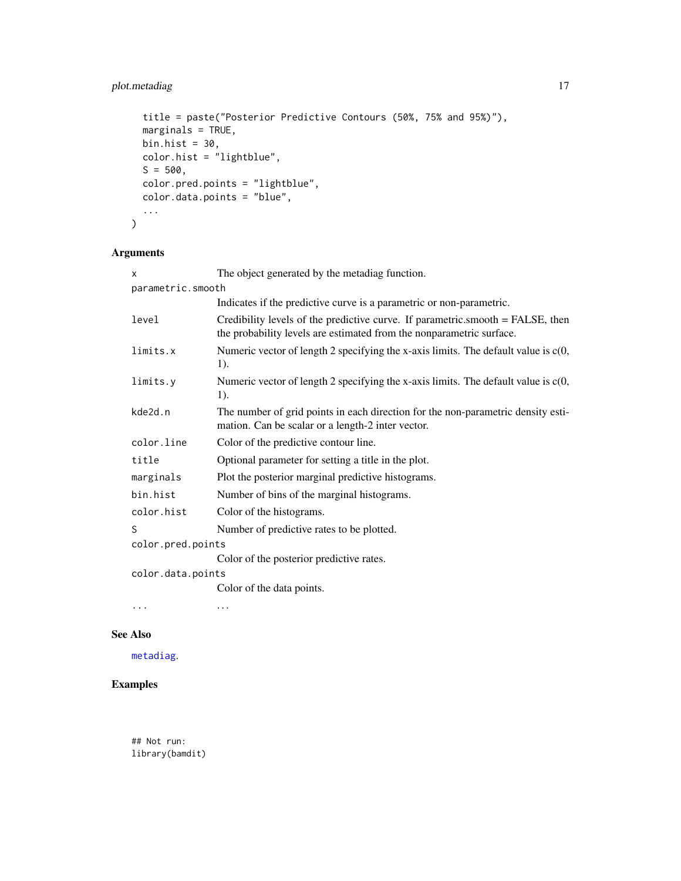```
  title = paste("Posterior Predictive Contours (50%, 75% and 95%)"),
  marginals = TRUE,
  bin.hist = 30,
  color.hist = "lightblue",
  S = 500,
  color.pred.points = "lightblue",
  color.data.points = "blue",
  ...
)
```

## Arguments

| | |
|---|---|
| `x` | The object generated by the metadiag function. |
| `parametric.smooth` | Indicates if the predictive curve is a parametric or non-parametric. |
| `level` | Credibility levels of the predictive curve. If parametric.smooth = FALSE, then the probability levels are estimated from the nonparametric surface. |
| `limits.x` | Numeric vector of length 2 specifying the x-axis limits. The default value is c(0, 1). |
| `limits.y` | Numeric vector of length 2 specifying the x-axis limits. The default value is c(0, 1). |
| `kde2d.n` | The number of grid points in each direction for the non-parametric density estimation. Can be scalar or a length-2 inter vector. |
| `color.line` | Color of the predictive contour line. |
| `title` | Optional parameter for setting a title in the plot. |
| `marginals` | Plot the posterior marginal predictive histograms. |
| `bin.hist` | Number of bins of the marginal histograms. |
| `color.hist` | Color of the histograms. |
| `S` | Number of predictive rates to be plotted. |
| `color.pred.points` | Color of the posterior predictive rates. |
| `color.data.points` | Color of the data points. |
| `...` | ... |

## See Also

metadiag.

## Examples

```
## Not run:
library(bamdit)
```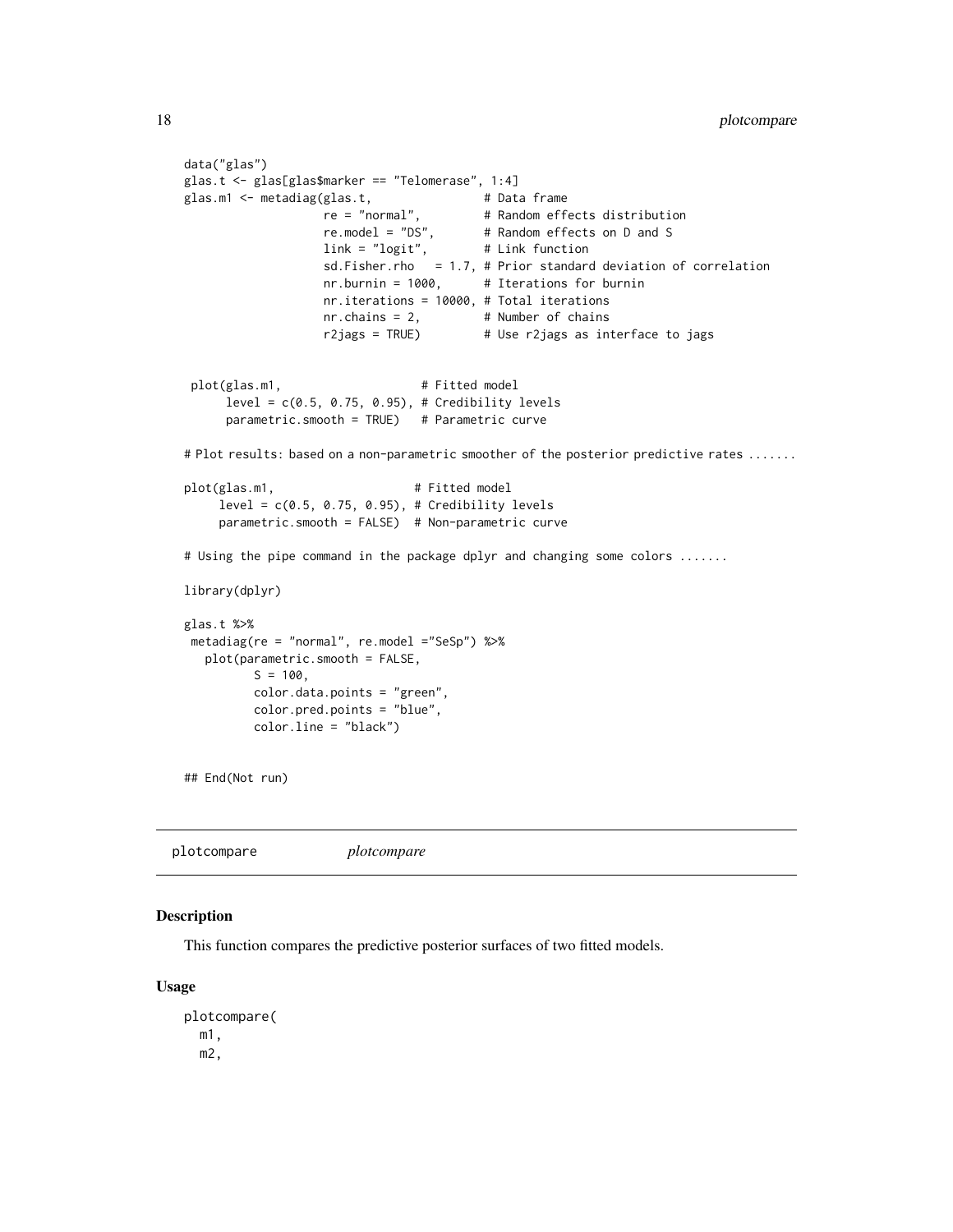```
data("glas")
glas.t <- glas[glas$marker == "Telomerase", 1:4]
glas.m1 <- metadiag(glas.t,               # Data frame
                    re = "normal",         # Random effects distribution
                    re.model = "DS",       # Random effects on D and S
                    link = "logit",        # Link function
                    sd.Fisher.rho   = 1.7, # Prior standard deviation of correlation
                    nr.burnin = 1000,      # Iterations for burnin
                    nr.iterations = 10000, # Total iterations
                    nr.chains = 2,         # Number of chains
                    r2jags = TRUE)         # Use r2jags as interface to jags


 plot(glas.m1,                    # Fitted model
      level = c(0.5, 0.75, 0.95), # Credibility levels
      parametric.smooth = TRUE)   # Parametric curve

# Plot results: based on a non-parametric smoother of the posterior predictive rates .......

plot(glas.m1,                    # Fitted model
     level = c(0.5, 0.75, 0.95), # Credibility levels
     parametric.smooth = FALSE)  # Non-parametric curve

# Using the pipe command in the package dplyr and changing some colors .......

library(dplyr)

glas.t %>%
 metadiag(re = "normal", re.model ="SeSp") %>%
   plot(parametric.smooth = FALSE,
          S = 100,
          color.data.points = "green",
          color.pred.points = "blue",
          color.line = "black")


## End(Not run)
```

## plotcompare &nbsp;&nbsp;&nbsp;&nbsp; *plotcompare*

### Description

This function compares the predictive posterior surfaces of two fitted models.

### Usage

```
plotcompare(
  m1,
  m2,
```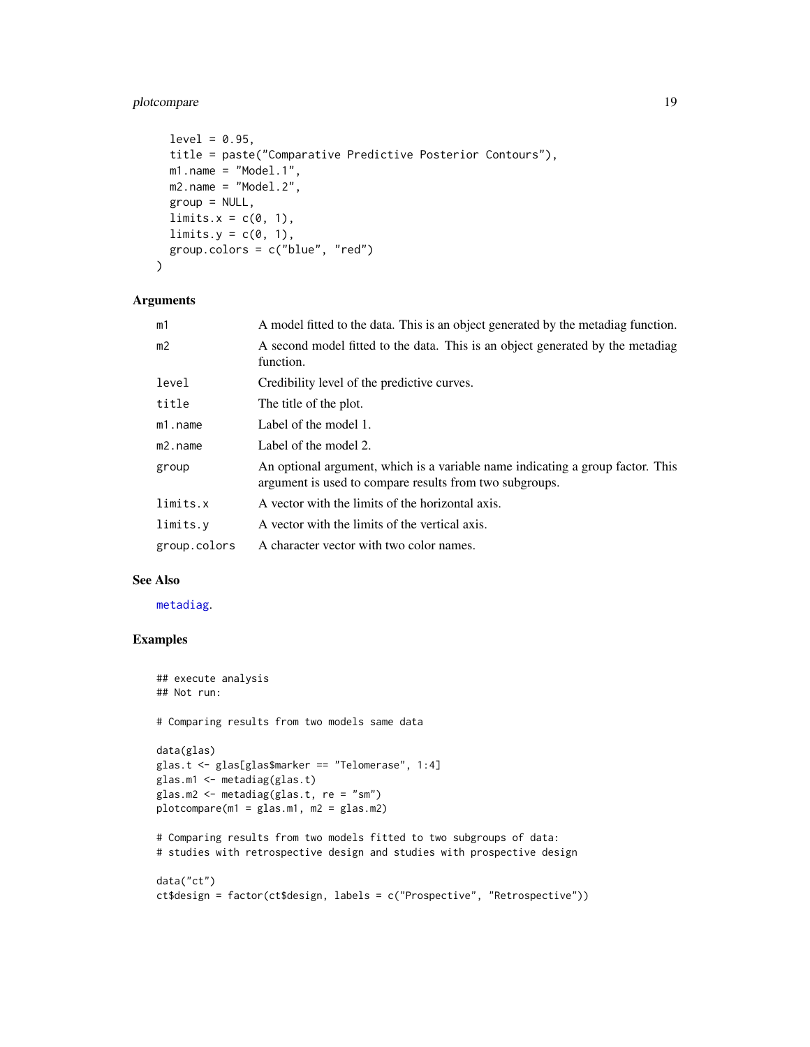```
  level = 0.95,
  title = paste("Comparative Predictive Posterior Contours"),
  m1.name = "Model.1",
  m2.name = "Model.2",
  group = NULL,
  limits.x = c(0, 1),
  limits.y = c(0, 1),
  group.colors = c("blue", "red")
)
```

## Arguments

| | |
|---|---|
| m1 | A model fitted to the data. This is an object generated by the metadiag function. |
| m2 | A second model fitted to the data. This is an object generated by the metadiag function. |
| level | Credibility level of the predictive curves. |
| title | The title of the plot. |
| m1.name | Label of the model 1. |
| m2.name | Label of the model 2. |
| group | An optional argument, which is a variable name indicating a group factor. This argument is used to compare results from two subgroups. |
| limits.x | A vector with the limits of the horizontal axis. |
| limits.y | A vector with the limits of the vertical axis. |
| group.colors | A character vector with two color names. |

## See Also

metadiag.

## Examples

```
## execute analysis
## Not run:

# Comparing results from two models same data

data(glas)
glas.t <- glas[glas$marker == "Telomerase", 1:4]
glas.m1 <- metadiag(glas.t)
glas.m2 <- metadiag(glas.t, re = "sm")
plotcompare(m1 = glas.m1, m2 = glas.m2)

# Comparing results from two models fitted to two subgroups of data:
# studies with retrospective design and studies with prospective design

data("ct")
ct$design = factor(ct$design, labels = c("Prospective", "Retrospective"))
```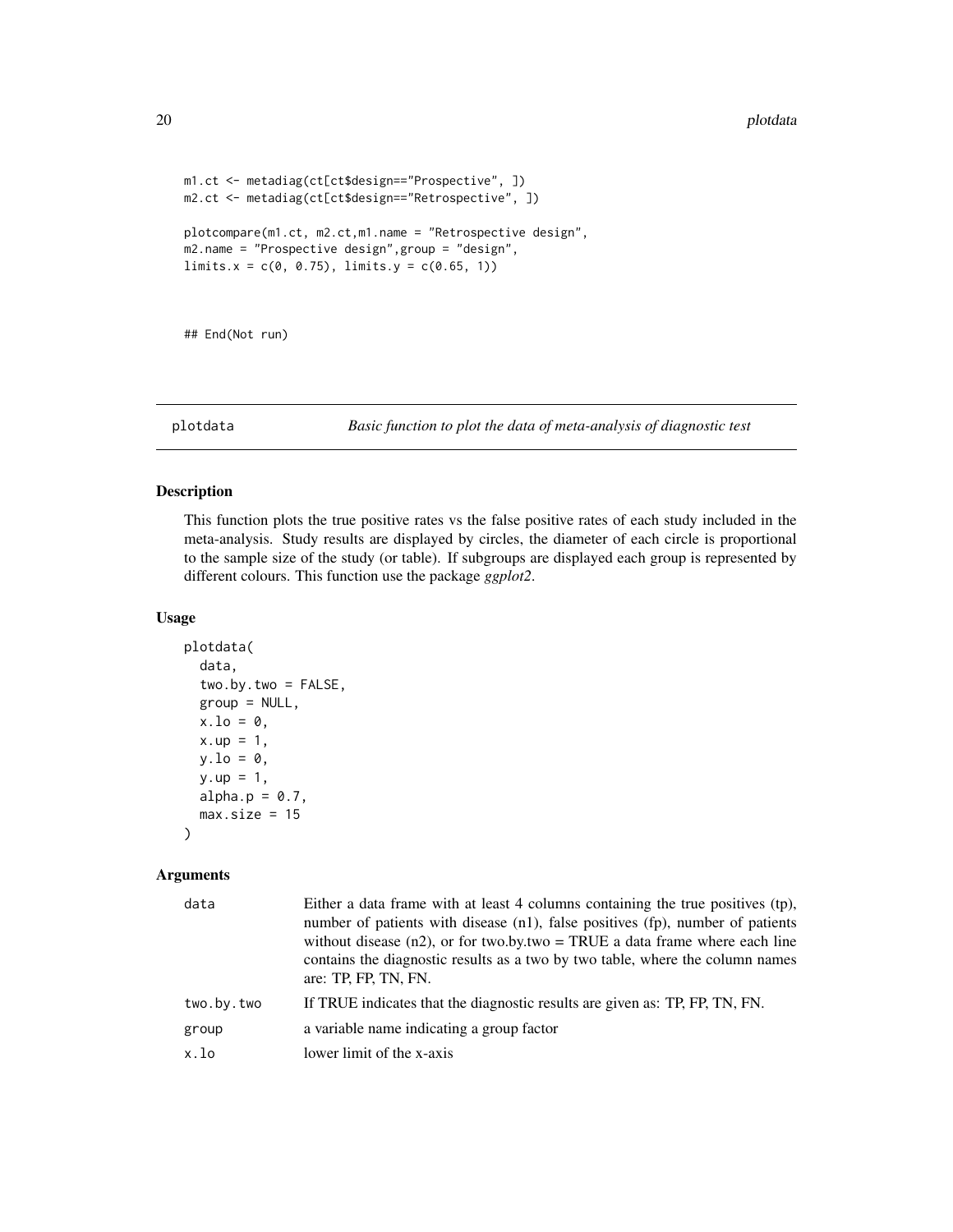```
m1.ct <- metadiag(ct[ct$design=="Prospective", ])
m2.ct <- metadiag(ct[ct$design=="Retrospective", ])

plotcompare(m1.ct, m2.ct,m1.name = "Retrospective design",
m2.name = "Prospective design",group = "design",
limits.x = c(0, 0.75), limits.y = c(0.65, 1))


## End(Not run)
```

## plotdata — *Basic function to plot the data of meta-analysis of diagnostic test*

### Description

This function plots the true positive rates vs the false positive rates of each study included in the meta-analysis. Study results are displayed by circles, the diameter of each circle is proportional to the sample size of the study (or table). If subgroups are displayed each group is represented by different colours. This function use the package *ggplot2*.

### Usage

```
plotdata(
  data,
  two.by.two = FALSE,
  group = NULL,
  x.lo = 0,
  x.up = 1,
  y.lo = 0,
  y.up = 1,
  alpha.p = 0.7,
  max.size = 15
)
```

### Arguments

| Argument | Description |
|---|---|
| data | Either a data frame with at least 4 columns containing the true positives (tp), number of patients with disease (n1), false positives (fp), number of patients without disease (n2), or for two.by.two = TRUE a data frame where each line contains the diagnostic results as a two by two table, where the column names are: TP, FP, TN, FN. |
| two.by.two | If TRUE indicates that the diagnostic results are given as: TP, FP, TN, FN. |
| group | a variable name indicating a group factor |
| x.lo | lower limit of the x-axis |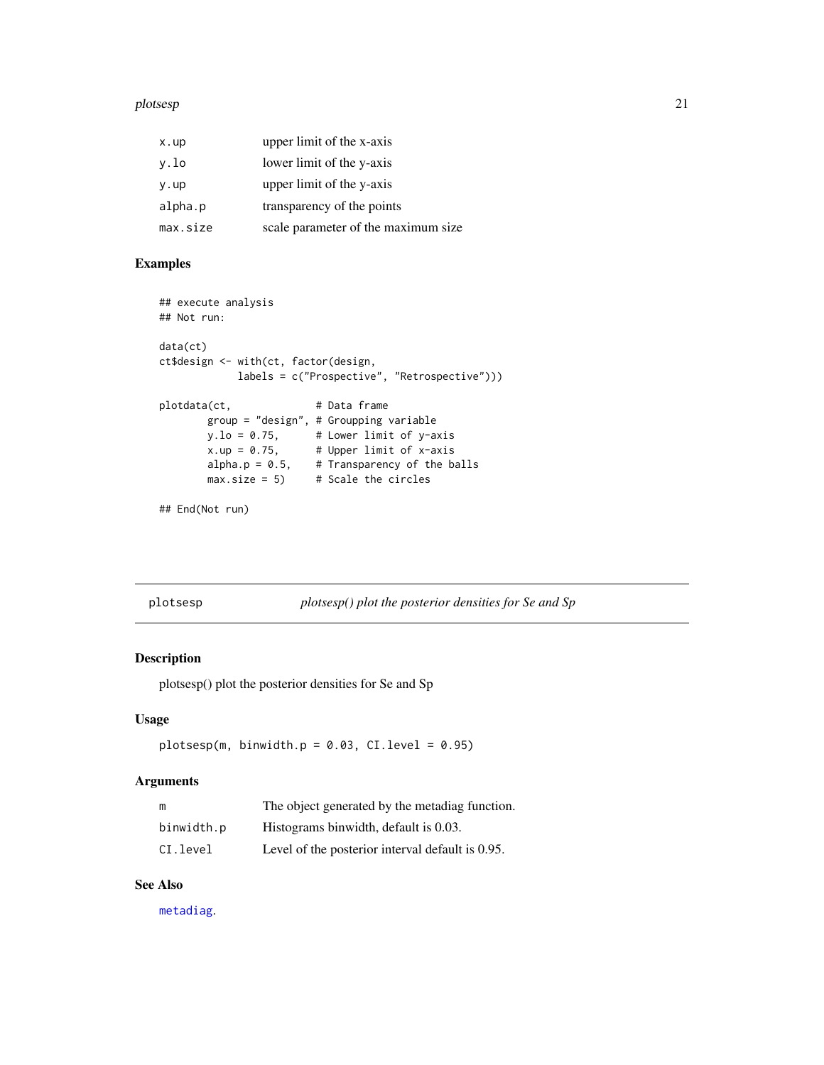| | |
|---|---|
| x.up | upper limit of the x-axis |
| y.lo | lower limit of the y-axis |
| y.up | upper limit of the y-axis |
| alpha.p | transparency of the points |
| max.size | scale parameter of the maximum size |

### Examples

```
## execute analysis
## Not run:

data(ct)
ct$design <- with(ct, factor(design,
             labels = c("Prospective", "Retrospective")))

plotdata(ct,              # Data frame
        group = "design", # Groupping variable
        y.lo = 0.75,      # Lower limit of y-axis
        x.up = 0.75,      # Upper limit of x-axis
        alpha.p = 0.5,    # Transparency of the balls
        max.size = 5)     # Scale the circles

## End(Not run)
```

---

## plotsesp — *plotsesp() plot the posterior densities for Se and Sp*

---

### Description

plotsesp() plot the posterior densities for Se and Sp

### Usage

```
plotsesp(m, binwidth.p = 0.03, CI.level = 0.95)
```

### Arguments

| | |
|---|---|
| m | The object generated by the metadiag function. |
| binwidth.p | Histograms binwidth, default is 0.03. |
| CI.level | Level of the posterior interval default is 0.95. |

### See Also

metadiag.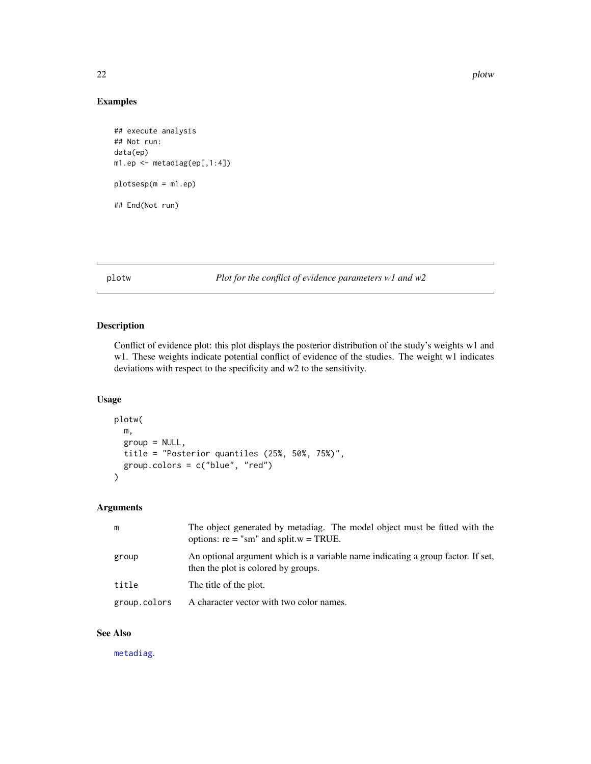## Examples

```
## execute analysis
## Not run:
data(ep)
m1.ep <- metadiag(ep[,1:4])

plotsesp(m = m1.ep)

## End(Not run)
```

## plotw — *Plot for the conflict of evidence parameters w1 and w2*

### Description

Conflict of evidence plot: this plot displays the posterior distribution of the study's weights w1 and w1. These weights indicate potential conflict of evidence of the studies. The weight w1 indicates deviations with respect to the specificity and w2 to the sensitivity.

### Usage

```
plotw(
  m,
  group = NULL,
  title = "Posterior quantiles (25%, 50%, 75%)",
  group.colors = c("blue", "red")
)
```

### Arguments

| | |
|---|---|
| m | The object generated by metadiag. The model object must be fitted with the options: re = "sm" and split.w = TRUE. |
| group | An optional argument which is a variable name indicating a group factor. If set, then the plot is colored by groups. |
| title | The title of the plot. |
| group.colors | A character vector with two color names. |

### See Also

metadiag.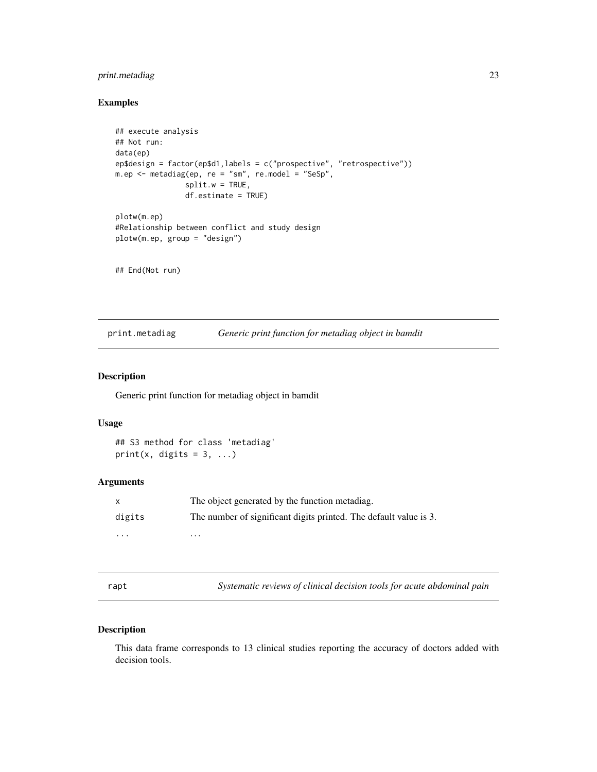### Examples

```
## execute analysis
## Not run:
data(ep)
ep$design = factor(ep$d1,labels = c("prospective", "retrospective"))
m.ep <- metadiag(ep, re = "sm", re.model = "SeSp",
                split.w = TRUE,
                df.estimate = TRUE)

plotw(m.ep)
#Relationship between conflict and study design
plotw(m.ep, group = "design")


## End(Not run)
```

## print.metadiag — *Generic print function for metadiag object in bamdit*

### Description

Generic print function for metadiag object in bamdit

### Usage

```
## S3 method for class 'metadiag'
print(x, digits = 3, ...)
```

### Arguments

| | |
|---|---|
| x | The object generated by the function metadiag. |
| digits | The number of significant digits printed. The default value is 3. |
| ... | ... |

## rapt — *Systematic reviews of clinical decision tools for acute abdominal pain*

### Description

This data frame corresponds to 13 clinical studies reporting the accuracy of doctors added with decision tools.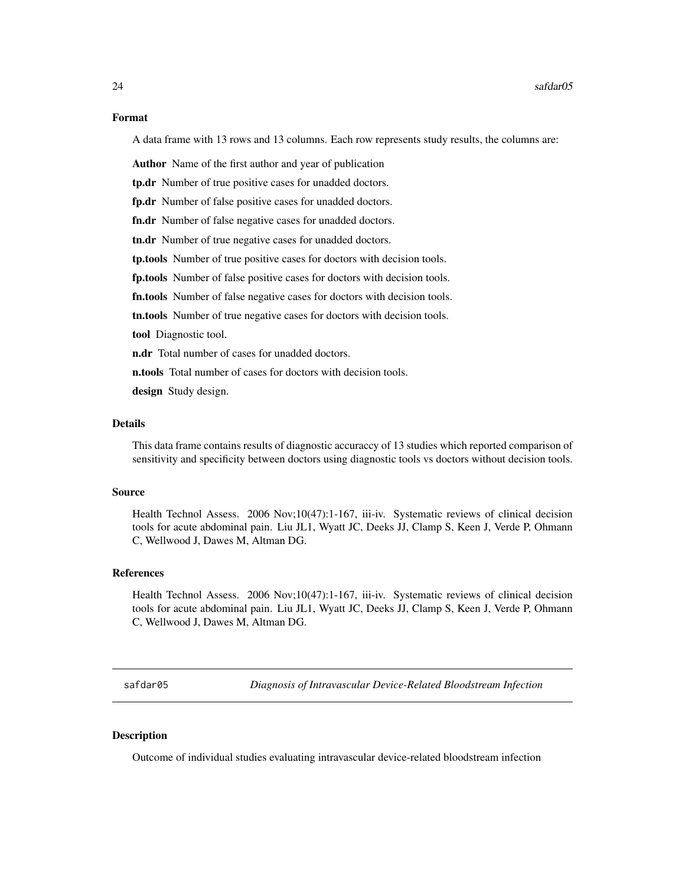### Format

A data frame with 13 rows and 13 columns. Each row represents study results, the columns are:

**Author** Name of the first author and year of publication

**tp.dr** Number of true positive cases for unadded doctors.

**fp.dr** Number of false positive cases for unadded doctors.

**fn.dr** Number of false negative cases for unadded doctors.

**tn.dr** Number of true negative cases for unadded doctors.

**tp.tools** Number of true positive cases for doctors with decision tools.

**fp.tools** Number of false positive cases for doctors with decision tools.

**fn.tools** Number of false negative cases for doctors with decision tools.

**tn.tools** Number of true negative cases for doctors with decision tools.

**tool** Diagnostic tool.

**n.dr** Total number of cases for unadded doctors.

**n.tools** Total number of cases for doctors with decision tools.

**design** Study design.

### Details

This data frame contains results of diagnostic accuraccy of 13 studies which reported comparison of sensitivity and specificity between doctors using diagnostic tools vs doctors without decision tools.

### Source

Health Technol Assess. 2006 Nov;10(47):1-167, iii-iv. Systematic reviews of clinical decision tools for acute abdominal pain. Liu JL1, Wyatt JC, Deeks JJ, Clamp S, Keen J, Verde P, Ohmann C, Wellwood J, Dawes M, Altman DG.

### References

Health Technol Assess. 2006 Nov;10(47):1-167, iii-iv. Systematic reviews of clinical decision tools for acute abdominal pain. Liu JL1, Wyatt JC, Deeks JJ, Clamp S, Keen J, Verde P, Ohmann C, Wellwood J, Dawes M, Altman DG.

---

## safdar05 — *Diagnosis of Intravascular Device-Related Bloodstream Infection*

### Description

Outcome of individual studies evaluating intravascular device-related bloodstream infection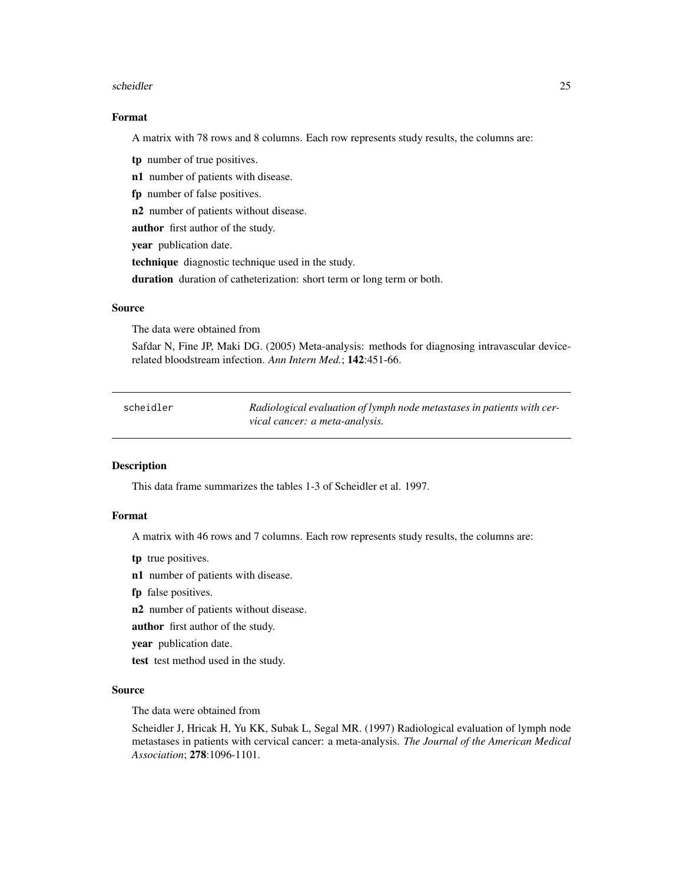### Format

A matrix with 78 rows and 8 columns. Each row represents study results, the columns are:

**tp** number of true positives.

**n1** number of patients with disease.

**fp** number of false positives.

**n2** number of patients without disease.

**author** first author of the study.

**year** publication date.

**technique** diagnostic technique used in the study.

**duration** duration of catheterization: short term or long term or both.

### Source

The data were obtained from

Safdar N, Fine JP, Maki DG. (2005) Meta-analysis: methods for diagnosing intravascular device-related bloodstream infection. *Ann Intern Med.*; **142**:451-66.

---

## scheidler — *Radiological evaluation of lymph node metastases in patients with cervical cancer: a meta-analysis.*

---

### Description

This data frame summarizes the tables 1-3 of Scheidler et al. 1997.

### Format

A matrix with 46 rows and 7 columns. Each row represents study results, the columns are:

**tp** true positives.

**n1** number of patients with disease.

**fp** false positives.

**n2** number of patients without disease.

**author** first author of the study.

**year** publication date.

**test** test method used in the study.

### Source

The data were obtained from

Scheidler J, Hricak H, Yu KK, Subak L, Segal MR. (1997) Radiological evaluation of lymph node metastases in patients with cervical cancer: a meta-analysis. *The Journal of the American Medical Association*; **278**:1096-1101.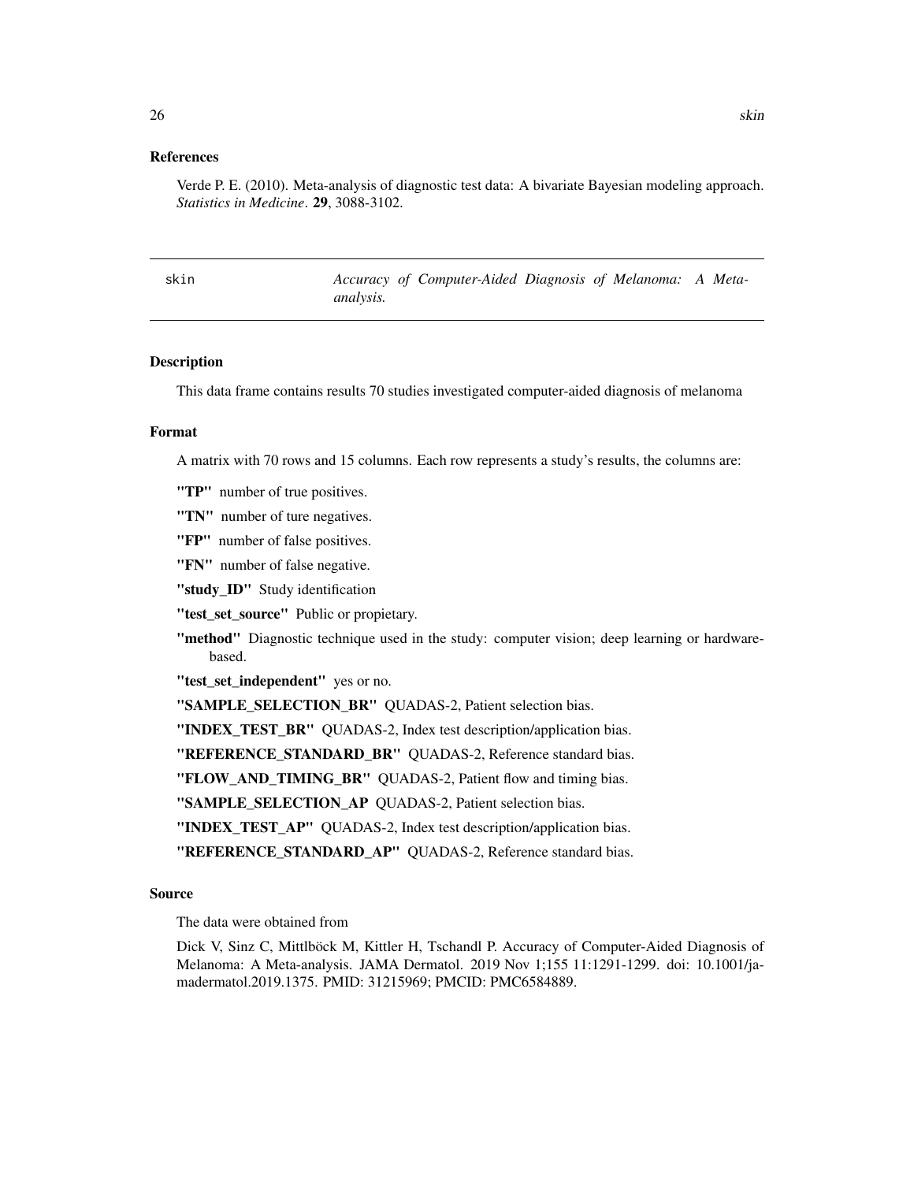### References

Verde P. E. (2010). Meta-analysis of diagnostic test data: A bivariate Bayesian modeling approach. *Statistics in Medicine*. **29**, 3088-3102.

---

## skin — *Accuracy of Computer-Aided Diagnosis of Melanoma: A Meta-analysis.*

---

### Description

This data frame contains results 70 studies investigated computer-aided diagnosis of melanoma

### Format

A matrix with 70 rows and 15 columns. Each row represents a study's results, the columns are:

**"TP"** number of true positives.

**"TN"** number of ture negatives.

**"FP"** number of false positives.

**"FN"** number of false negative.

**"study_ID"** Study identification

**"test_set_source"** Public or propietary.

**"method"** Diagnostic technique used in the study: computer vision; deep learning or hardware-based.

**"test_set_independent"** yes or no.

**"SAMPLE_SELECTION_BR"** QUADAS-2, Patient selection bias.

**"INDEX_TEST_BR"** QUADAS-2, Index test description/application bias.

**"REFERENCE_STANDARD_BR"** QUADAS-2, Reference standard bias.

**"FLOW_AND_TIMING_BR"** QUADAS-2, Patient flow and timing bias.

**"SAMPLE_SELECTION_AP** QUADAS-2, Patient selection bias.

**"INDEX_TEST_AP"** QUADAS-2, Index test description/application bias.

**"REFERENCE_STANDARD_AP"** QUADAS-2, Reference standard bias.

### Source

The data were obtained from

Dick V, Sinz C, Mittlböck M, Kittler H, Tschandl P. Accuracy of Computer-Aided Diagnosis of Melanoma: A Meta-analysis. JAMA Dermatol. 2019 Nov 1;155 11:1291-1299. doi: 10.1001/jamadermatol.2019.1375. PMID: 31215969; PMCID: PMC6584889.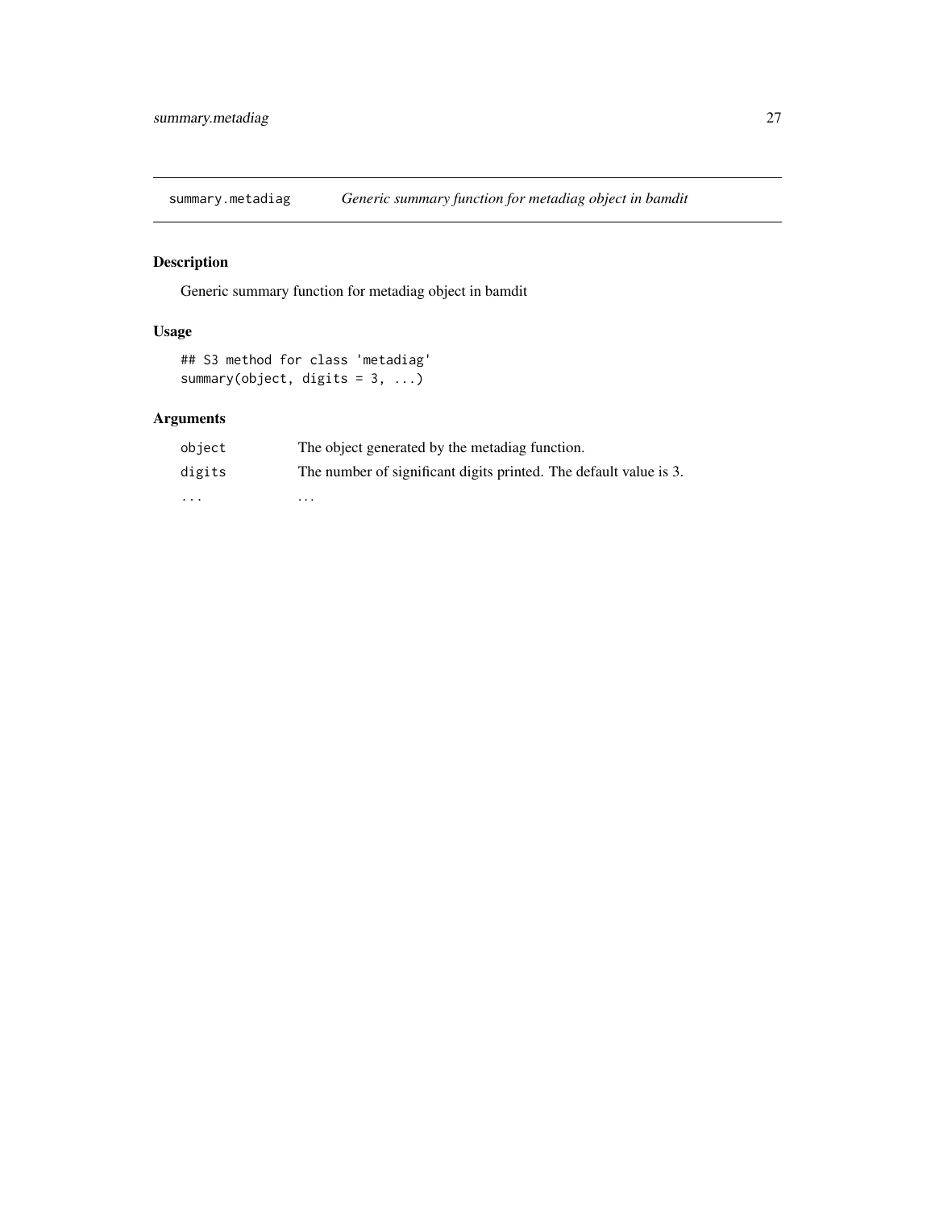## summary.metadiag — *Generic summary function for metadiag object in bamdit*

### Description

Generic summary function for metadiag object in bamdit

### Usage

```
## S3 method for class 'metadiag'
summary(object, digits = 3, ...)
```

### Arguments

| | |
|---|---|
| `object` | The object generated by the metadiag function. |
| `digits` | The number of significant digits printed. The default value is 3. |
| `...` | ... |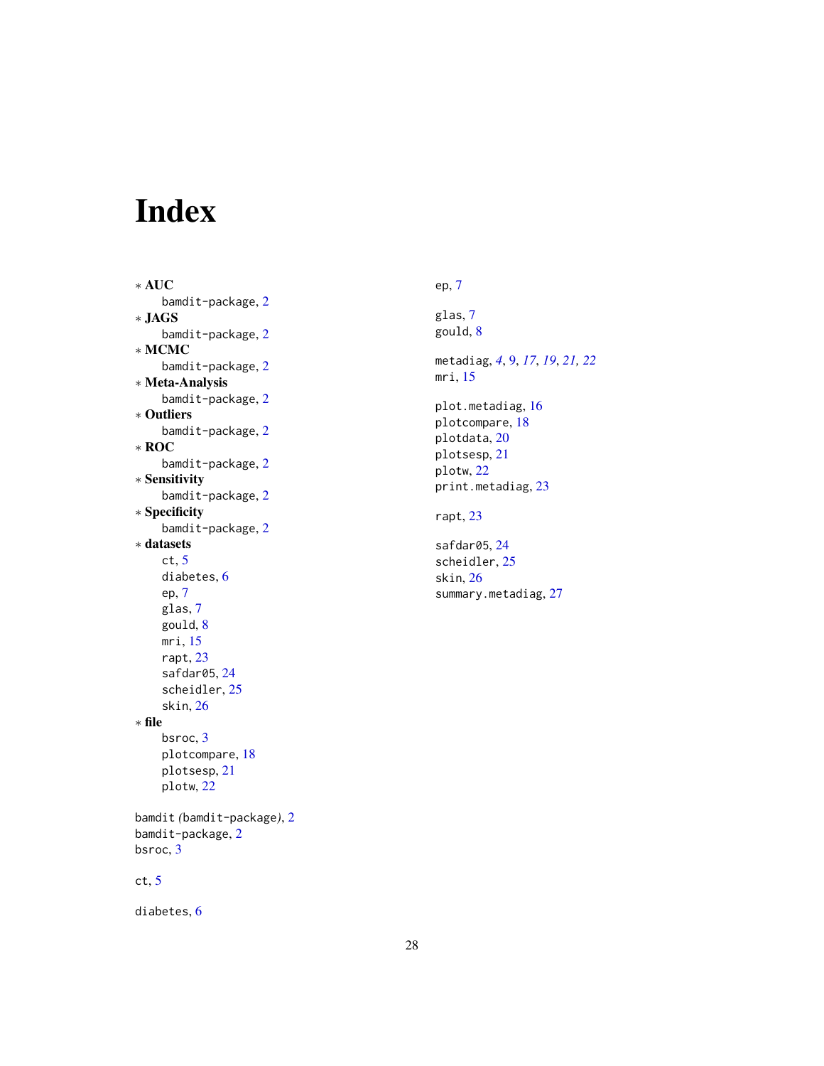# Index

∗ **AUC**
  bamdit-package, 2
∗ **JAGS**
  bamdit-package, 2
∗ **MCMC**
  bamdit-package, 2
∗ **Meta-Analysis**
  bamdit-package, 2
∗ **Outliers**
  bamdit-package, 2
∗ **ROC**
  bamdit-package, 2
∗ **Sensitivity**
  bamdit-package, 2
∗ **Specificity**
  bamdit-package, 2
∗ **datasets**
  ct, 5
  diabetes, 6
  ep, 7
  glas, 7
  gould, 8
  mri, 15
  rapt, 23
  safdar05, 24
  scheidler, 25
  skin, 26
∗ **file**
  bsroc, 3
  plotcompare, 18
  plotsesp, 21
  plotw, 22

bamdit *(*bamdit-package*)*, 2
bamdit-package, 2
bsroc, 3

ct, 5

diabetes, 6

ep, 7

glas, 7
gould, 8

metadiag, *4*, 9, *17*, *19*, *21, 22*
mri, 15

plot.metadiag, 16
plotcompare, 18
plotdata, 20
plotsesp, 21
plotw, 22
print.metadiag, 23

rapt, 23

safdar05, 24
scheidler, 25
skin, 26
summary.metadiag, 27